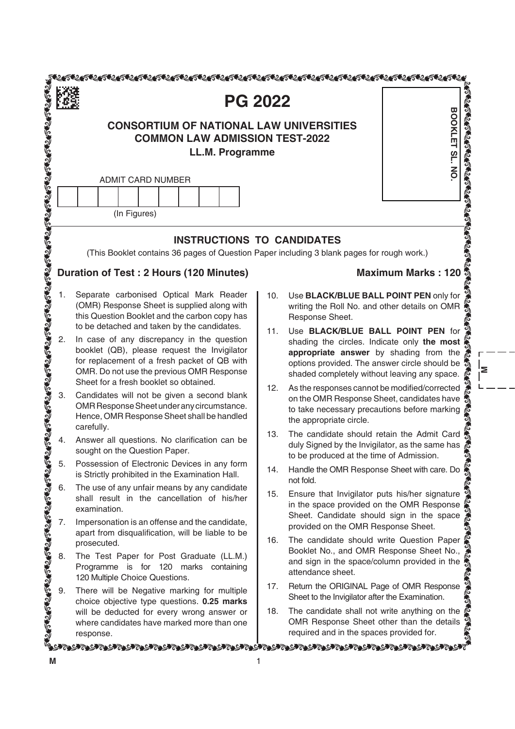# PG 2022

## CONSORTIUM OF NATIONAL LAW UNIVERSITIES
## COMMON LAW ADMISSION TEST-2022

### LL.M. Programme

ADMIT CARD NUMBER

| | | | | | | | | |
|---|---|---|---|---|---|---|---|---|
| | | | | | | | | |

(In Figures)

BOOKLET SL. NO.

## INSTRUCTIONS TO CANDIDATES

(This Booklet contains 36 pages of Question Paper including 3 blank pages for rough work.)

**Duration of Test : 2 Hours (120 Minutes)** **Maximum Marks : 120**

1. Separate carbonised Optical Mark Reader (OMR) Response Sheet is supplied along with this Question Booklet and the carbon copy has to be detached and taken by the candidates.
2. In case of any discrepancy in the question booklet (QB), please request the Invigilator for replacement of a fresh packet of QB with OMR. Do not use the previous OMR Response Sheet for a fresh booklet so obtained.
3. Candidates will not be given a second blank OMR Response Sheet under any circumstance. Hence, OMR Response Sheet shall be handled carefully.
4. Answer all questions. No clarification can be sought on the Question Paper.
5. Possession of Electronic Devices in any form is Strictly prohibited in the Examination Hall.
6. The use of any unfair means by any candidate shall result in the cancellation of his/her examination.
7. Impersonation is an offense and the candidate, apart from disqualification, will be liable to be prosecuted.
8. The Test Paper for Post Graduate (LL.M.) Programme is for 120 marks containing 120 Multiple Choice Questions.
9. There will be Negative marking for multiple choice objective type questions. **0.25 marks** will be deducted for every wrong answer or where candidates have marked more than one response.
10. Use **BLACK/BLUE BALL POINT PEN** only for writing the Roll No. and other details on OMR Response Sheet.
11. Use **BLACK/BLUE BALL POINT PEN** for shading the circles. Indicate only **the most appropriate answer** by shading from the options provided. The answer circle should be shaded completely without leaving any space.
12. As the responses cannot be modified/corrected on the OMR Response Sheet, candidates have to take necessary precautions before marking the appropriate circle.
13. The candidate should retain the Admit Card duly Signed by the Invigilator, as the same has to be produced at the time of Admission.
14. Handle the OMR Response Sheet with care. Do not fold.
15. Ensure that Invigilator puts his/her signature in the space provided on the OMR Response Sheet. Candidate should sign in the space provided on the OMR Response Sheet.
16. The candidate should write Question Paper Booklet No., and OMR Response Sheet No., and sign in the space/column provided in the attendance sheet.
17. Return the ORIGINAL Page of OMR Response Sheet to the Invigilator after the Examination.
18. The candidate shall not write anything on the OMR Response Sheet other than the details required and in the spaces provided for.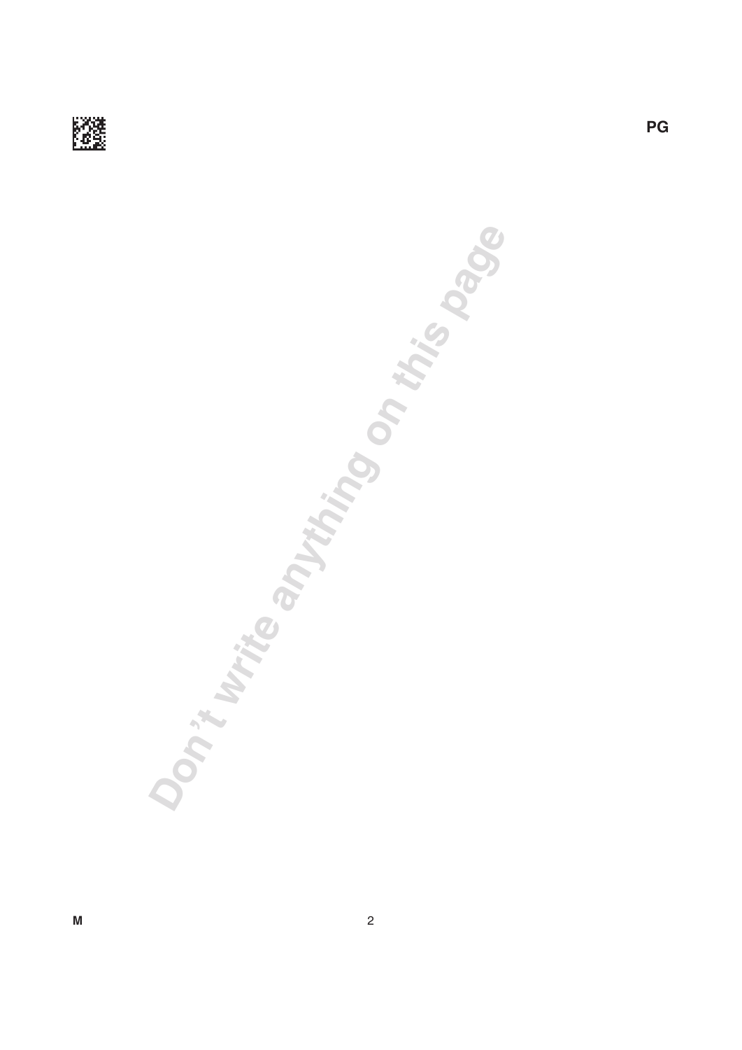Don't write anything on this page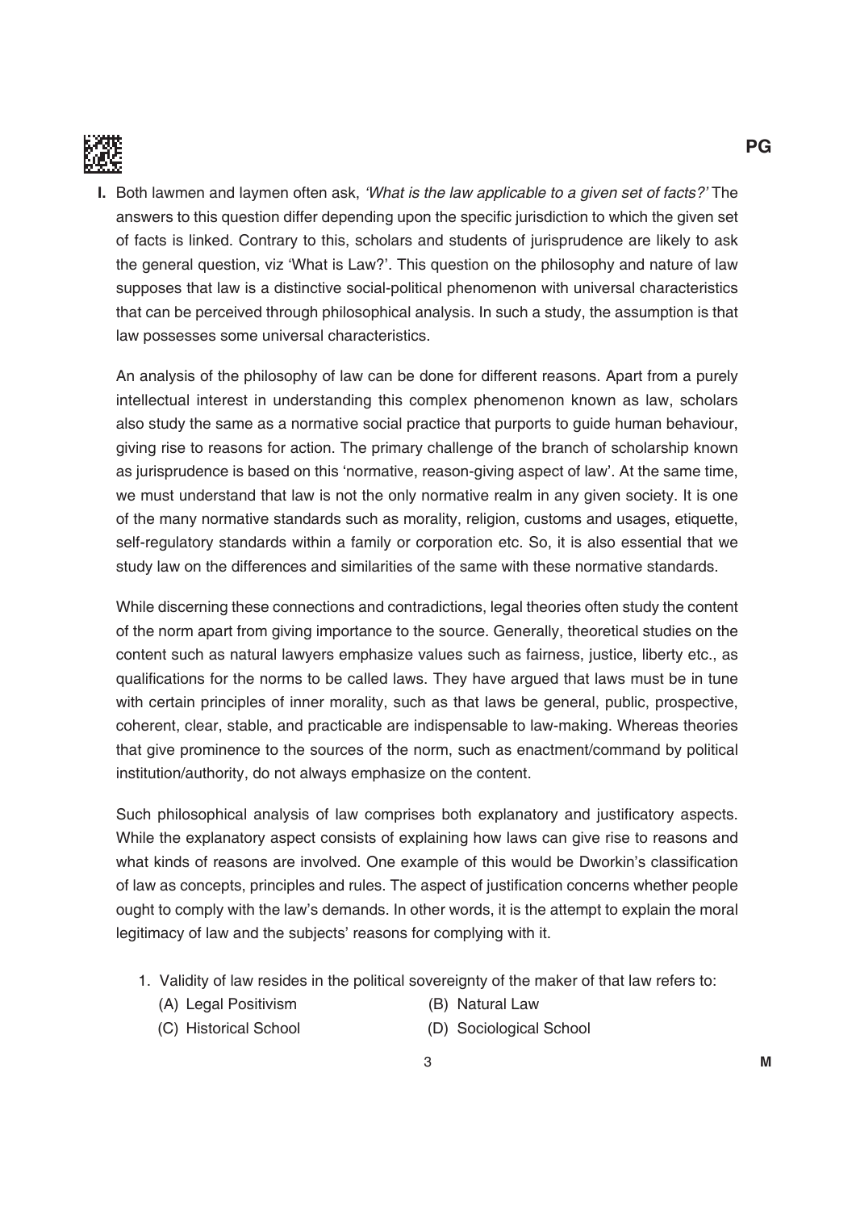**I.** Both lawmen and laymen often ask, *'What is the law applicable to a given set of facts?'* The answers to this question differ depending upon the specific jurisdiction to which the given set of facts is linked. Contrary to this, scholars and students of jurisprudence are likely to ask the general question, viz 'What is Law?'. This question on the philosophy and nature of law supposes that law is a distinctive social-political phenomenon with universal characteristics that can be perceived through philosophical analysis. In such a study, the assumption is that law possesses some universal characteristics.

An analysis of the philosophy of law can be done for different reasons. Apart from a purely intellectual interest in understanding this complex phenomenon known as law, scholars also study the same as a normative social practice that purports to guide human behaviour, giving rise to reasons for action. The primary challenge of the branch of scholarship known as jurisprudence is based on this 'normative, reason-giving aspect of law'. At the same time, we must understand that law is not the only normative realm in any given society. It is one of the many normative standards such as morality, religion, customs and usages, etiquette, self-regulatory standards within a family or corporation etc. So, it is also essential that we study law on the differences and similarities of the same with these normative standards.

While discerning these connections and contradictions, legal theories often study the content of the norm apart from giving importance to the source. Generally, theoretical studies on the content such as natural lawyers emphasize values such as fairness, justice, liberty etc., as qualifications for the norms to be called laws. They have argued that laws must be in tune with certain principles of inner morality, such as that laws be general, public, prospective, coherent, clear, stable, and practicable are indispensable to law-making. Whereas theories that give prominence to the sources of the norm, such as enactment/command by political institution/authority, do not always emphasize on the content.

Such philosophical analysis of law comprises both explanatory and justificatory aspects. While the explanatory aspect consists of explaining how laws can give rise to reasons and what kinds of reasons are involved. One example of this would be Dworkin's classification of law as concepts, principles and rules. The aspect of justification concerns whether people ought to comply with the law's demands. In other words, it is the attempt to explain the moral legitimacy of law and the subjects' reasons for complying with it.

1. Validity of law resides in the political sovereignty of the maker of that law refers to:
   - (A) Legal Positivism
   - (B) Natural Law
   - (C) Historical School
   - (D) Sociological School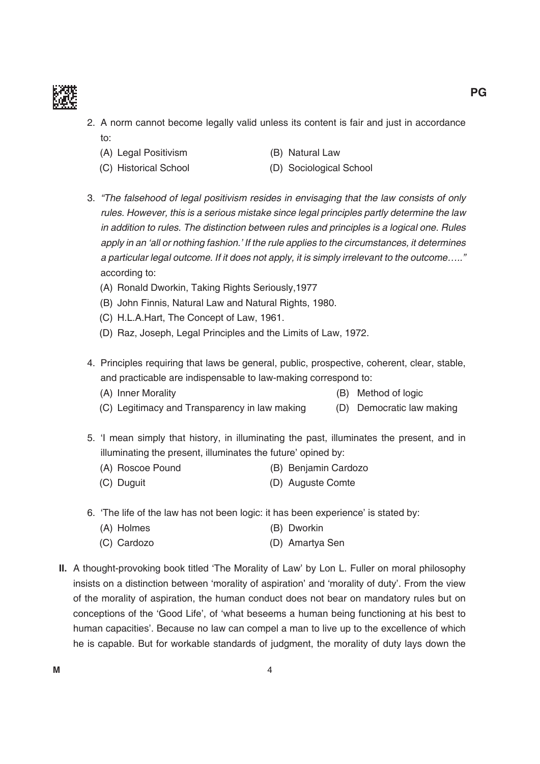2. A norm cannot become legally valid unless its content is fair and just in accordance to:
   - (A) Legal Positivism
   - (B) Natural Law
   - (C) Historical School
   - (D) Sociological School

3. *"The falsehood of legal positivism resides in envisaging that the law consists of only rules. However, this is a serious mistake since legal principles partly determine the law in addition to rules. The distinction between rules and principles is a logical one. Rules apply in an 'all or nothing fashion.' If the rule applies to the circumstances, it determines a particular legal outcome. If it does not apply, it is simply irrelevant to the outcome….."* according to:
   - (A) Ronald Dworkin, Taking Rights Seriously,1977
   - (B) John Finnis, Natural Law and Natural Rights, 1980.
   - (C) H.L.A.Hart, The Concept of Law, 1961.
   - (D) Raz, Joseph, Legal Principles and the Limits of Law, 1972.

4. Principles requiring that laws be general, public, prospective, coherent, clear, stable, and practicable are indispensable to law-making correspond to:
   - (A) Inner Morality
   - (B) Method of logic
   - (C) Legitimacy and Transparency in law making
   - (D) Democratic law making

5. 'I mean simply that history, in illuminating the past, illuminates the present, and in illuminating the present, illuminates the future' opined by:
   - (A) Roscoe Pound
   - (B) Benjamin Cardozo
   - (C) Duguit
   - (D) Auguste Comte

6. 'The life of the law has not been logic: it has been experience' is stated by:
   - (A) Holmes
   - (B) Dworkin
   - (C) Cardozo
   - (D) Amartya Sen

**II.** A thought-provoking book titled 'The Morality of Law' by Lon L. Fuller on moral philosophy insists on a distinction between 'morality of aspiration' and 'morality of duty'. From the view of the morality of aspiration, the human conduct does not bear on mandatory rules but on conceptions of the 'Good Life', of 'what beseems a human being functioning at his best to human capacities'. Because no law can compel a man to live up to the excellence of which he is capable. But for workable standards of judgment, the morality of duty lays down the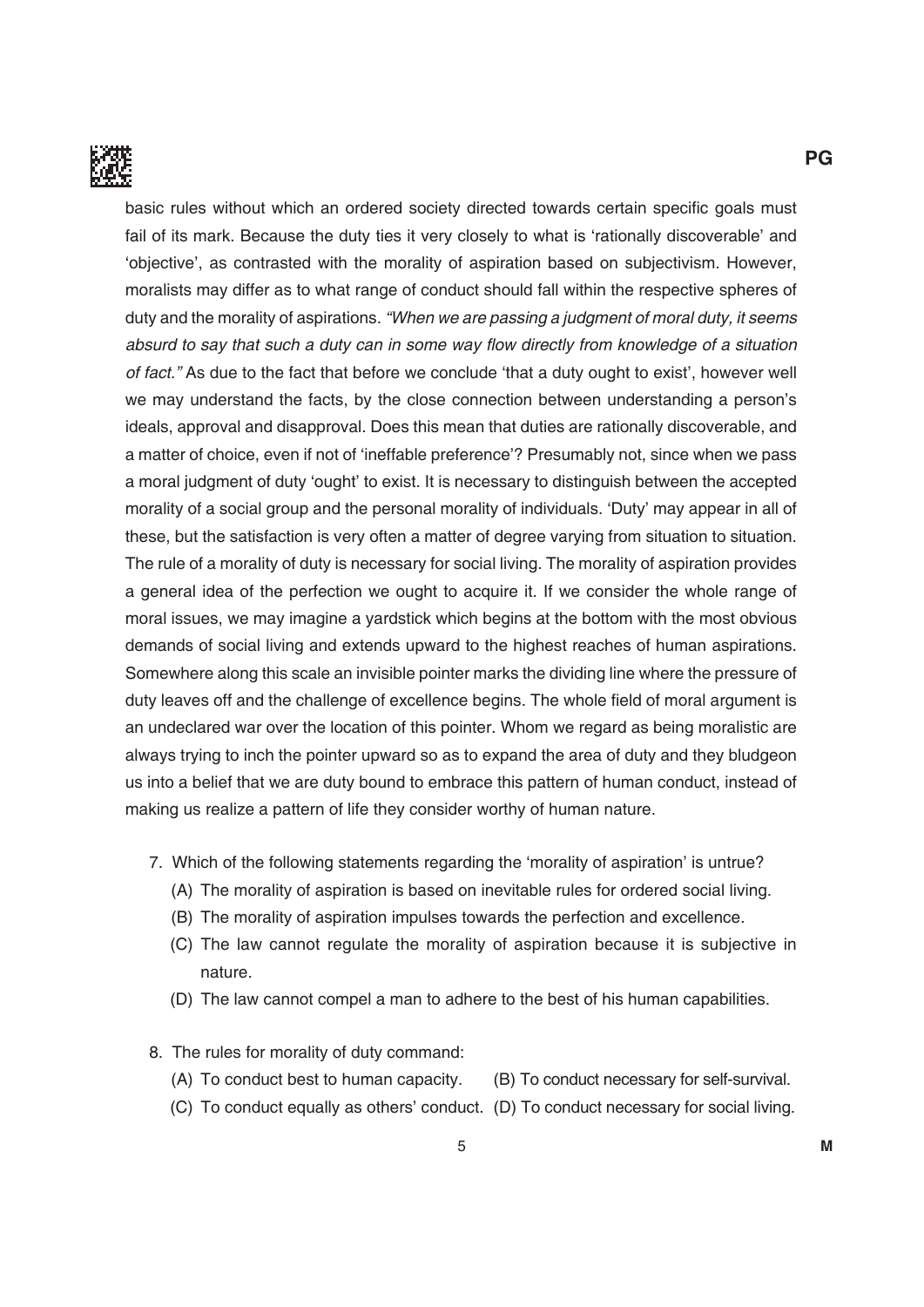basic rules without which an ordered society directed towards certain specific goals must fail of its mark. Because the duty ties it very closely to what is 'rationally discoverable' and 'objective', as contrasted with the morality of aspiration based on subjectivism. However, moralists may differ as to what range of conduct should fall within the respective spheres of duty and the morality of aspirations. *"When we are passing a judgment of moral duty, it seems absurd to say that such a duty can in some way flow directly from knowledge of a situation of fact."* As due to the fact that before we conclude 'that a duty ought to exist', however well we may understand the facts, by the close connection between understanding a person's ideals, approval and disapproval. Does this mean that duties are rationally discoverable, and a matter of choice, even if not of 'ineffable preference'? Presumably not, since when we pass a moral judgment of duty 'ought' to exist. It is necessary to distinguish between the accepted morality of a social group and the personal morality of individuals. 'Duty' may appear in all of these, but the satisfaction is very often a matter of degree varying from situation to situation. The rule of a morality of duty is necessary for social living. The morality of aspiration provides a general idea of the perfection we ought to acquire it. If we consider the whole range of moral issues, we may imagine a yardstick which begins at the bottom with the most obvious demands of social living and extends upward to the highest reaches of human aspirations. Somewhere along this scale an invisible pointer marks the dividing line where the pressure of duty leaves off and the challenge of excellence begins. The whole field of moral argument is an undeclared war over the location of this pointer. Whom we regard as being moralistic are always trying to inch the pointer upward so as to expand the area of duty and they bludgeon us into a belief that we are duty bound to embrace this pattern of human conduct, instead of making us realize a pattern of life they consider worthy of human nature.

7. Which of the following statements regarding the 'morality of aspiration' is untrue?
   - (A) The morality of aspiration is based on inevitable rules for ordered social living.
   - (B) The morality of aspiration impulses towards the perfection and excellence.
   - (C) The law cannot regulate the morality of aspiration because it is subjective in nature.
   - (D) The law cannot compel a man to adhere to the best of his human capabilities.

8. The rules for morality of duty command:
   - (A) To conduct best to human capacity.
   - (B) To conduct necessary for self-survival.
   - (C) To conduct equally as others' conduct.
   - (D) To conduct necessary for social living.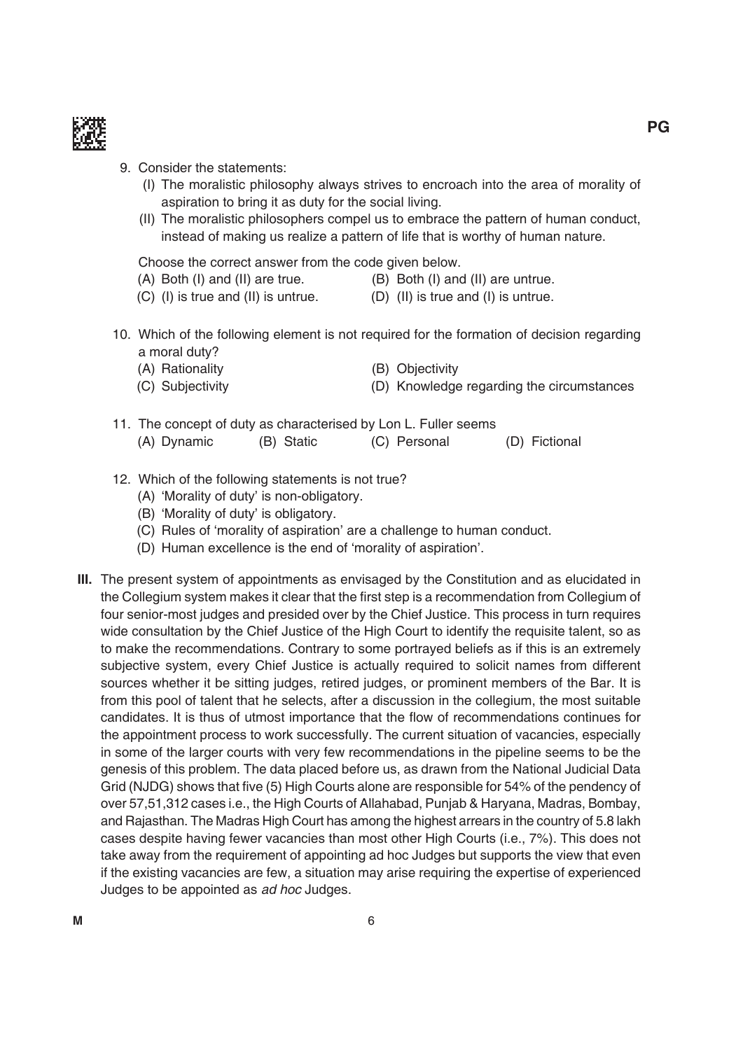9. Consider the statements:
   (I) The moralistic philosophy always strives to encroach into the area of morality of aspiration to bring it as duty for the social living.
   (II) The moralistic philosophers compel us to embrace the pattern of human conduct, instead of making us realize a pattern of life that is worthy of human nature.

   Choose the correct answer from the code given below.
   (A) Both (I) and (II) are true.
   (B) Both (I) and (II) are untrue.
   (C) (I) is true and (II) is untrue.
   (D) (II) is true and (I) is untrue.

10. Which of the following element is not required for the formation of decision regarding a moral duty?
    (A) Rationality
    (B) Objectivity
    (C) Subjectivity
    (D) Knowledge regarding the circumstances

11. The concept of duty as characterised by Lon L. Fuller seems
    (A) Dynamic
    (B) Static
    (C) Personal
    (D) Fictional

12. Which of the following statements is not true?
    (A) 'Morality of duty' is non-obligatory.
    (B) 'Morality of duty' is obligatory.
    (C) Rules of 'morality of aspiration' are a challenge to human conduct.
    (D) Human excellence is the end of 'morality of aspiration'.

**III.** The present system of appointments as envisaged by the Constitution and as elucidated in the Collegium system makes it clear that the first step is a recommendation from Collegium of four senior-most judges and presided over by the Chief Justice. This process in turn requires wide consultation by the Chief Justice of the High Court to identify the requisite talent, so as to make the recommendations. Contrary to some portrayed beliefs as if this is an extremely subjective system, every Chief Justice is actually required to solicit names from different sources whether it be sitting judges, retired judges, or prominent members of the Bar. It is from this pool of talent that he selects, after a discussion in the collegium, the most suitable candidates. It is thus of utmost importance that the flow of recommendations continues for the appointment process to work successfully. The current situation of vacancies, especially in some of the larger courts with very few recommendations in the pipeline seems to be the genesis of this problem. The data placed before us, as drawn from the National Judicial Data Grid (NJDG) shows that five (5) High Courts alone are responsible for 54% of the pendency of over 57,51,312 cases i.e., the High Courts of Allahabad, Punjab & Haryana, Madras, Bombay, and Rajasthan. The Madras High Court has among the highest arrears in the country of 5.8 lakh cases despite having fewer vacancies than most other High Courts (i.e., 7%). This does not take away from the requirement of appointing ad hoc Judges but supports the view that even if the existing vacancies are few, a situation may arise requiring the expertise of experienced Judges to be appointed as *ad hoc* Judges.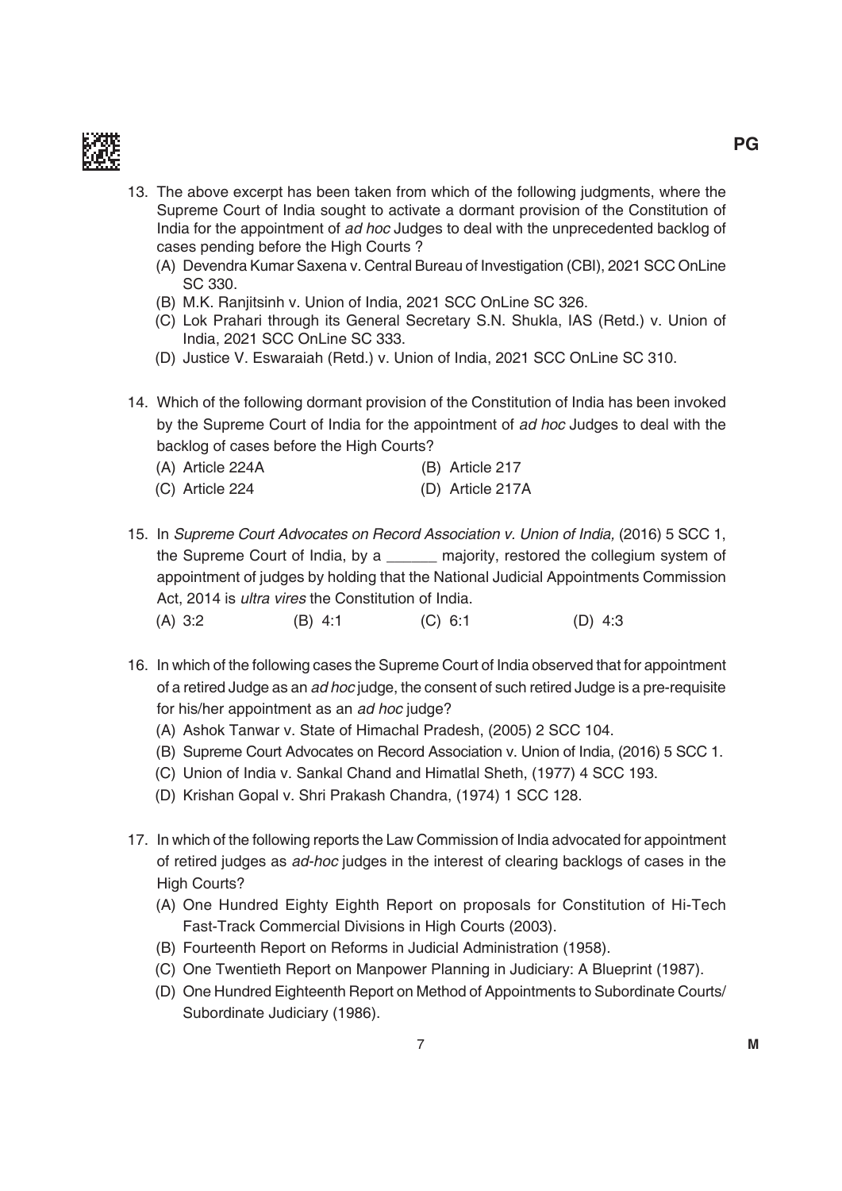13. The above excerpt has been taken from which of the following judgments, where the Supreme Court of India sought to activate a dormant provision of the Constitution of India for the appointment of *ad hoc* Judges to deal with the unprecedented backlog of cases pending before the High Courts ?
    (A) Devendra Kumar Saxena v. Central Bureau of Investigation (CBI), 2021 SCC OnLine SC 330.
    (B) M.K. Ranjitsinh v. Union of India, 2021 SCC OnLine SC 326.
    (C) Lok Prahari through its General Secretary S.N. Shukla, IAS (Retd.) v. Union of India, 2021 SCC OnLine SC 333.
    (D) Justice V. Eswaraiah (Retd.) v. Union of India, 2021 SCC OnLine SC 310.

14. Which of the following dormant provision of the Constitution of India has been invoked by the Supreme Court of India for the appointment of *ad hoc* Judges to deal with the backlog of cases before the High Courts?
    (A) Article 224A
    (B) Article 217
    (C) Article 224
    (D) Article 217A

15. In *Supreme Court Advocates on Record Association v. Union of India,* (2016) 5 SCC 1, the Supreme Court of India, by a ______ majority, restored the collegium system of appointment of judges by holding that the National Judicial Appointments Commission Act, 2014 is *ultra vires* the Constitution of India.
    (A) 3:2
    (B) 4:1
    (C) 6:1
    (D) 4:3

16. In which of the following cases the Supreme Court of India observed that for appointment of a retired Judge as an *ad hoc* judge, the consent of such retired Judge is a pre-requisite for his/her appointment as an *ad hoc* judge?
    (A) Ashok Tanwar v. State of Himachal Pradesh, (2005) 2 SCC 104.
    (B) Supreme Court Advocates on Record Association v. Union of India, (2016) 5 SCC 1.
    (C) Union of India v. Sankal Chand and Himatlal Sheth, (1977) 4 SCC 193.
    (D) Krishan Gopal v. Shri Prakash Chandra, (1974) 1 SCC 128.

17. In which of the following reports the Law Commission of India advocated for appointment of retired judges as *ad-hoc* judges in the interest of clearing backlogs of cases in the High Courts?
    (A) One Hundred Eighty Eighth Report on proposals for Constitution of Hi-Tech Fast-Track Commercial Divisions in High Courts (2003).
    (B) Fourteenth Report on Reforms in Judicial Administration (1958).
    (C) One Twentieth Report on Manpower Planning in Judiciary: A Blueprint (1987).
    (D) One Hundred Eighteenth Report on Method of Appointments to Subordinate Courts/ Subordinate Judiciary (1986).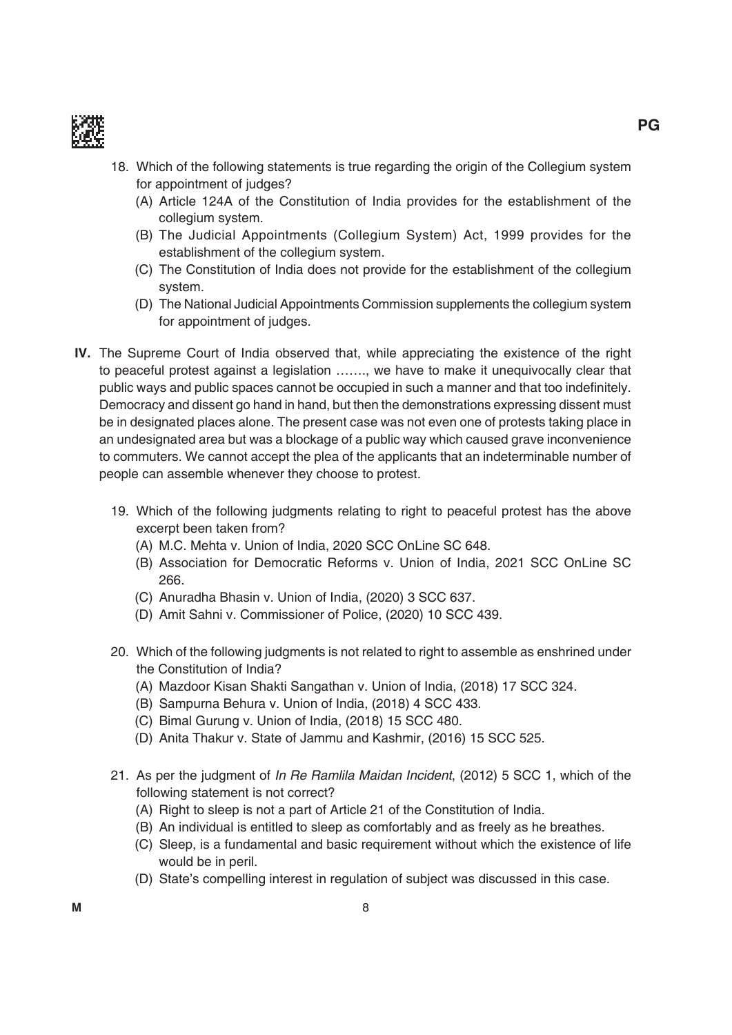18. Which of the following statements is true regarding the origin of the Collegium system for appointment of judges?
    (A) Article 124A of the Constitution of India provides for the establishment of the collegium system.
    (B) The Judicial Appointments (Collegium System) Act, 1999 provides for the establishment of the collegium system.
    (C) The Constitution of India does not provide for the establishment of the collegium system.
    (D) The National Judicial Appointments Commission supplements the collegium system for appointment of judges.

**IV.** The Supreme Court of India observed that, while appreciating the existence of the right to peaceful protest against a legislation ……., we have to make it unequivocally clear that public ways and public spaces cannot be occupied in such a manner and that too indefinitely. Democracy and dissent go hand in hand, but then the demonstrations expressing dissent must be in designated places alone. The present case was not even one of protests taking place in an undesignated area but was a blockage of a public way which caused grave inconvenience to commuters. We cannot accept the plea of the applicants that an indeterminable number of people can assemble whenever they choose to protest.

19. Which of the following judgments relating to right to peaceful protest has the above excerpt been taken from?
    (A) M.C. Mehta v. Union of India, 2020 SCC OnLine SC 648.
    (B) Association for Democratic Reforms v. Union of India, 2021 SCC OnLine SC 266.
    (C) Anuradha Bhasin v. Union of India, (2020) 3 SCC 637.
    (D) Amit Sahni v. Commissioner of Police, (2020) 10 SCC 439.

20. Which of the following judgments is not related to right to assemble as enshrined under the Constitution of India?
    (A) Mazdoor Kisan Shakti Sangathan v. Union of India, (2018) 17 SCC 324.
    (B) Sampurna Behura v. Union of India, (2018) 4 SCC 433.
    (C) Bimal Gurung v. Union of India, (2018) 15 SCC 480.
    (D) Anita Thakur v. State of Jammu and Kashmir, (2016) 15 SCC 525.

21. As per the judgment of *In Re Ramlila Maidan Incident*, (2012) 5 SCC 1, which of the following statement is not correct?
    (A) Right to sleep is not a part of Article 21 of the Constitution of India.
    (B) An individual is entitled to sleep as comfortably and as freely as he breathes.
    (C) Sleep, is a fundamental and basic requirement without which the existence of life would be in peril.
    (D) State's compelling interest in regulation of subject was discussed in this case.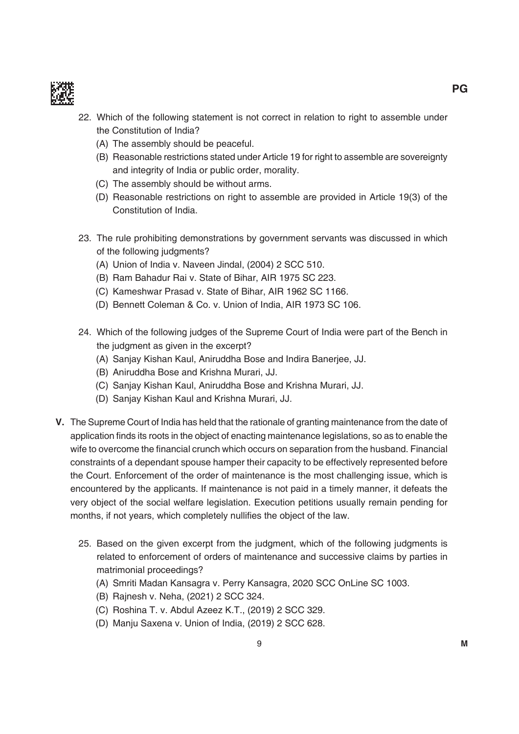22. Which of the following statement is not correct in relation to right to assemble under the Constitution of India?
    (A) The assembly should be peaceful.
    (B) Reasonable restrictions stated under Article 19 for right to assemble are sovereignty and integrity of India or public order, morality.
    (C) The assembly should be without arms.
    (D) Reasonable restrictions on right to assemble are provided in Article 19(3) of the Constitution of India.

23. The rule prohibiting demonstrations by government servants was discussed in which of the following judgments?
    (A) Union of India v. Naveen Jindal, (2004) 2 SCC 510.
    (B) Ram Bahadur Rai v. State of Bihar, AIR 1975 SC 223.
    (C) Kameshwar Prasad v. State of Bihar, AIR 1962 SC 1166.
    (D) Bennett Coleman & Co. v. Union of India, AIR 1973 SC 106.

24. Which of the following judges of the Supreme Court of India were part of the Bench in the judgment as given in the excerpt?
    (A) Sanjay Kishan Kaul, Aniruddha Bose and Indira Banerjee, JJ.
    (B) Aniruddha Bose and Krishna Murari, JJ.
    (C) Sanjay Kishan Kaul, Aniruddha Bose and Krishna Murari, JJ.
    (D) Sanjay Kishan Kaul and Krishna Murari, JJ.

**V.** The Supreme Court of India has held that the rationale of granting maintenance from the date of application finds its roots in the object of enacting maintenance legislations, so as to enable the wife to overcome the financial crunch which occurs on separation from the husband. Financial constraints of a dependant spouse hamper their capacity to be effectively represented before the Court. Enforcement of the order of maintenance is the most challenging issue, which is encountered by the applicants. If maintenance is not paid in a timely manner, it defeats the very object of the social welfare legislation. Execution petitions usually remain pending for months, if not years, which completely nullifies the object of the law.

25. Based on the given excerpt from the judgment, which of the following judgments is related to enforcement of orders of maintenance and successive claims by parties in matrimonial proceedings?
    (A) Smriti Madan Kansagra v. Perry Kansagra, 2020 SCC OnLine SC 1003.
    (B) Rajnesh v. Neha, (2021) 2 SCC 324.
    (C) Roshina T. v. Abdul Azeez K.T., (2019) 2 SCC 329.
    (D) Manju Saxena v. Union of India, (2019) 2 SCC 628.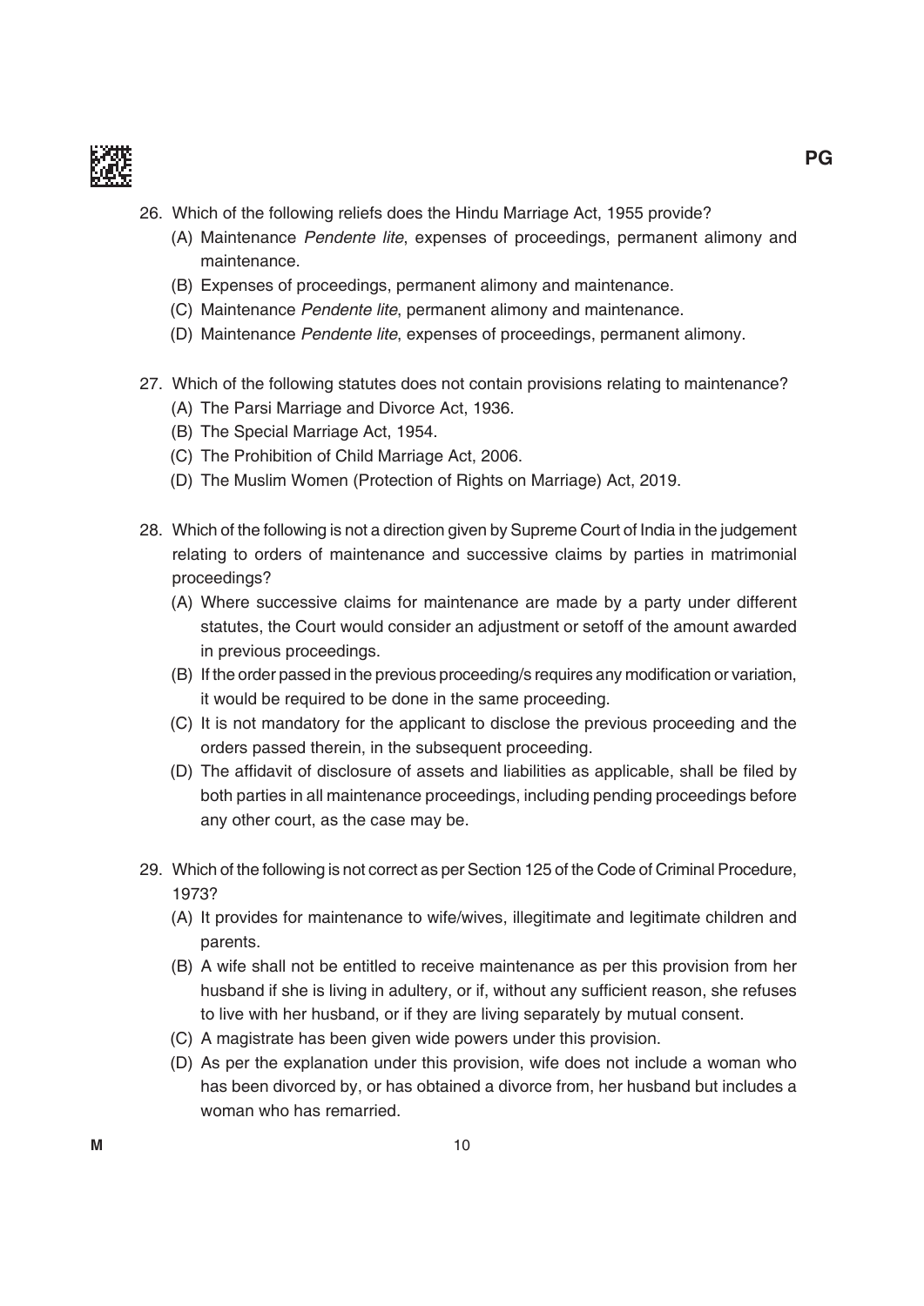26. Which of the following reliefs does the Hindu Marriage Act, 1955 provide?
    (A) Maintenance *Pendente lite*, expenses of proceedings, permanent alimony and maintenance.
    (B) Expenses of proceedings, permanent alimony and maintenance.
    (C) Maintenance *Pendente lite*, permanent alimony and maintenance.
    (D) Maintenance *Pendente lite*, expenses of proceedings, permanent alimony.

27. Which of the following statutes does not contain provisions relating to maintenance?
    (A) The Parsi Marriage and Divorce Act, 1936.
    (B) The Special Marriage Act, 1954.
    (C) The Prohibition of Child Marriage Act, 2006.
    (D) The Muslim Women (Protection of Rights on Marriage) Act, 2019.

28. Which of the following is not a direction given by Supreme Court of India in the judgement relating to orders of maintenance and successive claims by parties in matrimonial proceedings?
    (A) Where successive claims for maintenance are made by a party under different statutes, the Court would consider an adjustment or setoff of the amount awarded in previous proceedings.
    (B) If the order passed in the previous proceeding/s requires any modification or variation, it would be required to be done in the same proceeding.
    (C) It is not mandatory for the applicant to disclose the previous proceeding and the orders passed therein, in the subsequent proceeding.
    (D) The affidavit of disclosure of assets and liabilities as applicable, shall be filed by both parties in all maintenance proceedings, including pending proceedings before any other court, as the case may be.

29. Which of the following is not correct as per Section 125 of the Code of Criminal Procedure, 1973?
    (A) It provides for maintenance to wife/wives, illegitimate and legitimate children and parents.
    (B) A wife shall not be entitled to receive maintenance as per this provision from her husband if she is living in adultery, or if, without any sufficient reason, she refuses to live with her husband, or if they are living separately by mutual consent.
    (C) A magistrate has been given wide powers under this provision.
    (D) As per the explanation under this provision, wife does not include a woman who has been divorced by, or has obtained a divorce from, her husband but includes a woman who has remarried.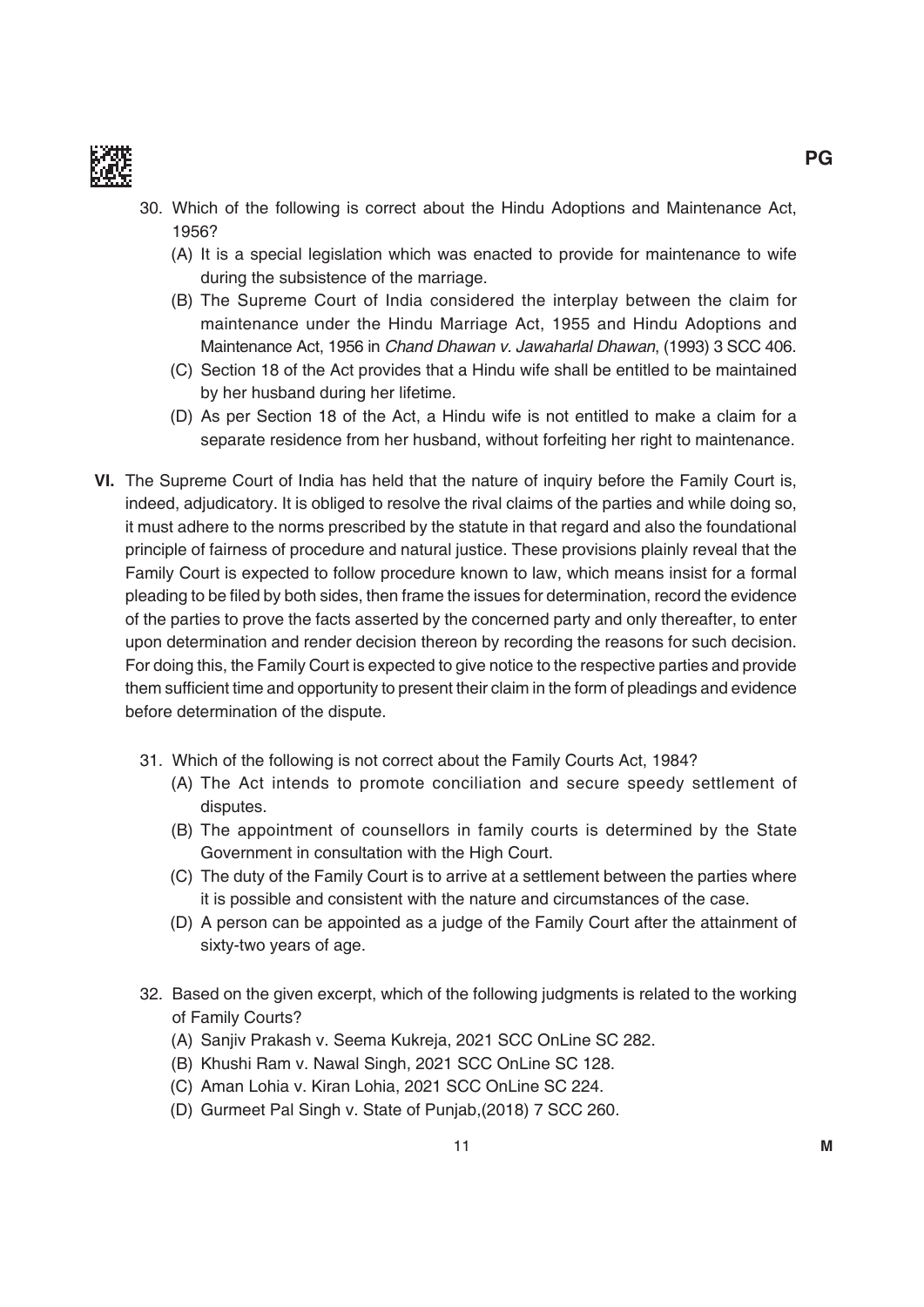30. Which of the following is correct about the Hindu Adoptions and Maintenance Act, 1956?
    (A) It is a special legislation which was enacted to provide for maintenance to wife during the subsistence of the marriage.
    (B) The Supreme Court of India considered the interplay between the claim for maintenance under the Hindu Marriage Act, 1955 and Hindu Adoptions and Maintenance Act, 1956 in *Chand Dhawan v. Jawaharlal Dhawan*, (1993) 3 SCC 406.
    (C) Section 18 of the Act provides that a Hindu wife shall be entitled to be maintained by her husband during her lifetime.
    (D) As per Section 18 of the Act, a Hindu wife is not entitled to make a claim for a separate residence from her husband, without forfeiting her right to maintenance.

**VI.** The Supreme Court of India has held that the nature of inquiry before the Family Court is, indeed, adjudicatory. It is obliged to resolve the rival claims of the parties and while doing so, it must adhere to the norms prescribed by the statute in that regard and also the foundational principle of fairness of procedure and natural justice. These provisions plainly reveal that the Family Court is expected to follow procedure known to law, which means insist for a formal pleading to be filed by both sides, then frame the issues for determination, record the evidence of the parties to prove the facts asserted by the concerned party and only thereafter, to enter upon determination and render decision thereon by recording the reasons for such decision. For doing this, the Family Court is expected to give notice to the respective parties and provide them sufficient time and opportunity to present their claim in the form of pleadings and evidence before determination of the dispute.

31. Which of the following is not correct about the Family Courts Act, 1984?
    (A) The Act intends to promote conciliation and secure speedy settlement of disputes.
    (B) The appointment of counsellors in family courts is determined by the State Government in consultation with the High Court.
    (C) The duty of the Family Court is to arrive at a settlement between the parties where it is possible and consistent with the nature and circumstances of the case.
    (D) A person can be appointed as a judge of the Family Court after the attainment of sixty-two years of age.

32. Based on the given excerpt, which of the following judgments is related to the working of Family Courts?
    (A) Sanjiv Prakash v. Seema Kukreja, 2021 SCC OnLine SC 282.
    (B) Khushi Ram v. Nawal Singh, 2021 SCC OnLine SC 128.
    (C) Aman Lohia v. Kiran Lohia, 2021 SCC OnLine SC 224.
    (D) Gurmeet Pal Singh v. State of Punjab,(2018) 7 SCC 260.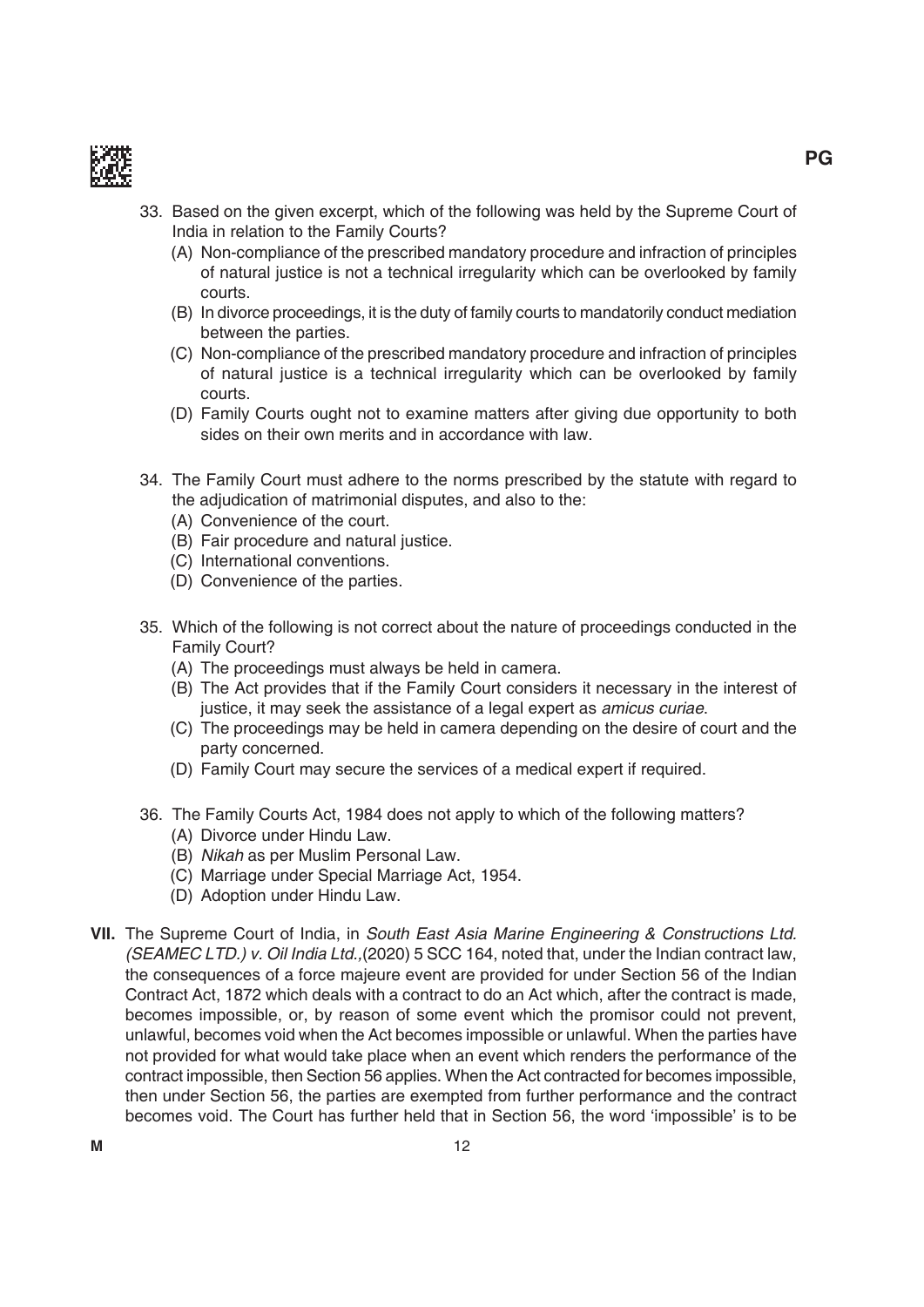33. Based on the given excerpt, which of the following was held by the Supreme Court of India in relation to the Family Courts?
    (A) Non-compliance of the prescribed mandatory procedure and infraction of principles of natural justice is not a technical irregularity which can be overlooked by family courts.
    (B) In divorce proceedings, it is the duty of family courts to mandatorily conduct mediation between the parties.
    (C) Non-compliance of the prescribed mandatory procedure and infraction of principles of natural justice is a technical irregularity which can be overlooked by family courts.
    (D) Family Courts ought not to examine matters after giving due opportunity to both sides on their own merits and in accordance with law.

34. The Family Court must adhere to the norms prescribed by the statute with regard to the adjudication of matrimonial disputes, and also to the:
    (A) Convenience of the court.
    (B) Fair procedure and natural justice.
    (C) International conventions.
    (D) Convenience of the parties.

35. Which of the following is not correct about the nature of proceedings conducted in the Family Court?
    (A) The proceedings must always be held in camera.
    (B) The Act provides that if the Family Court considers it necessary in the interest of justice, it may seek the assistance of a legal expert as *amicus curiae*.
    (C) The proceedings may be held in camera depending on the desire of court and the party concerned.
    (D) Family Court may secure the services of a medical expert if required.

36. The Family Courts Act, 1984 does not apply to which of the following matters?
    (A) Divorce under Hindu Law.
    (B) *Nikah* as per Muslim Personal Law.
    (C) Marriage under Special Marriage Act, 1954.
    (D) Adoption under Hindu Law.

**VII.** The Supreme Court of India, in *South East Asia Marine Engineering & Constructions Ltd. (SEAMEC LTD.) v. Oil India Ltd.,*(2020) 5 SCC 164, noted that, under the Indian contract law, the consequences of a force majeure event are provided for under Section 56 of the Indian Contract Act, 1872 which deals with a contract to do an Act which, after the contract is made, becomes impossible, or, by reason of some event which the promisor could not prevent, unlawful, becomes void when the Act becomes impossible or unlawful. When the parties have not provided for what would take place when an event which renders the performance of the contract impossible, then Section 56 applies. When the Act contracted for becomes impossible, then under Section 56, the parties are exempted from further performance and the contract becomes void. The Court has further held that in Section 56, the word 'impossible' is to be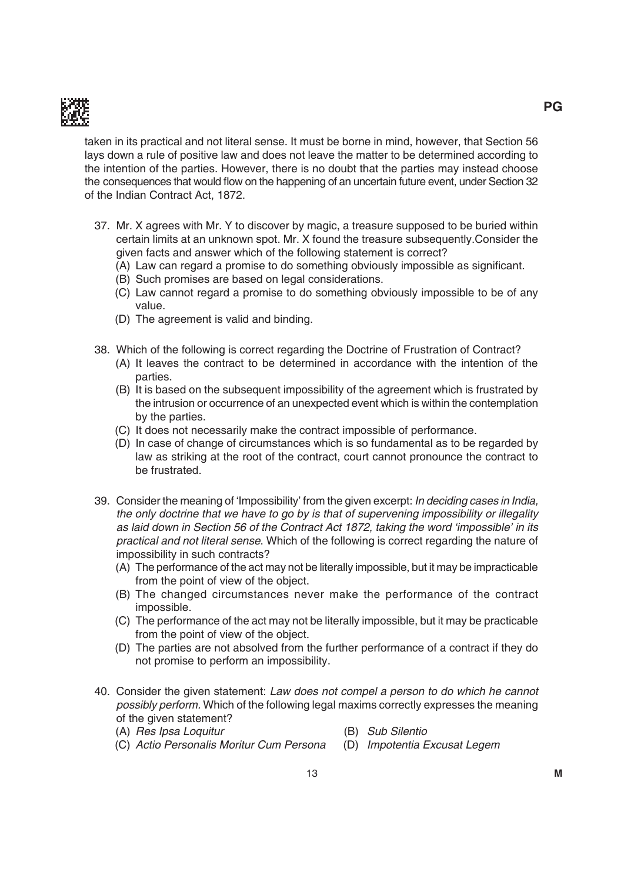taken in its practical and not literal sense. It must be borne in mind, however, that Section 56 lays down a rule of positive law and does not leave the matter to be determined according to the intention of the parties. However, there is no doubt that the parties may instead choose the consequences that would flow on the happening of an uncertain future event, under Section 32 of the Indian Contract Act, 1872.

37. Mr. X agrees with Mr. Y to discover by magic, a treasure supposed to be buried within certain limits at an unknown spot. Mr. X found the treasure subsequently.Consider the given facts and answer which of the following statement is correct?
    - (A) Law can regard a promise to do something obviously impossible as significant.
    - (B) Such promises are based on legal considerations.
    - (C) Law cannot regard a promise to do something obviously impossible to be of any value.
    - (D) The agreement is valid and binding.

38. Which of the following is correct regarding the Doctrine of Frustration of Contract?
    - (A) It leaves the contract to be determined in accordance with the intention of the parties.
    - (B) It is based on the subsequent impossibility of the agreement which is frustrated by the intrusion or occurrence of an unexpected event which is within the contemplation by the parties.
    - (C) It does not necessarily make the contract impossible of performance.
    - (D) In case of change of circumstances which is so fundamental as to be regarded by law as striking at the root of the contract, court cannot pronounce the contract to be frustrated.

39. Consider the meaning of 'Impossibility' from the given excerpt: *In deciding cases in India, the only doctrine that we have to go by is that of supervening impossibility or illegality as laid down in Section 56 of the Contract Act 1872, taking the word 'impossible' in its practical and not literal sense*. Which of the following is correct regarding the nature of impossibility in such contracts?
    - (A) The performance of the act may not be literally impossible, but it may be impracticable from the point of view of the object.
    - (B) The changed circumstances never make the performance of the contract impossible.
    - (C) The performance of the act may not be literally impossible, but it may be practicable from the point of view of the object.
    - (D) The parties are not absolved from the further performance of a contract if they do not promise to perform an impossibility.

40. Consider the given statement: *Law does not compel a person to do which he cannot possibly perform*. Which of the following legal maxims correctly expresses the meaning of the given statement?
    - (A) *Res Ipsa Loquitur*
    - (B) *Sub Silentio*
    - (C) *Actio Personalis Moritur Cum Persona*
    - (D) *Impotentia Excusat Legem*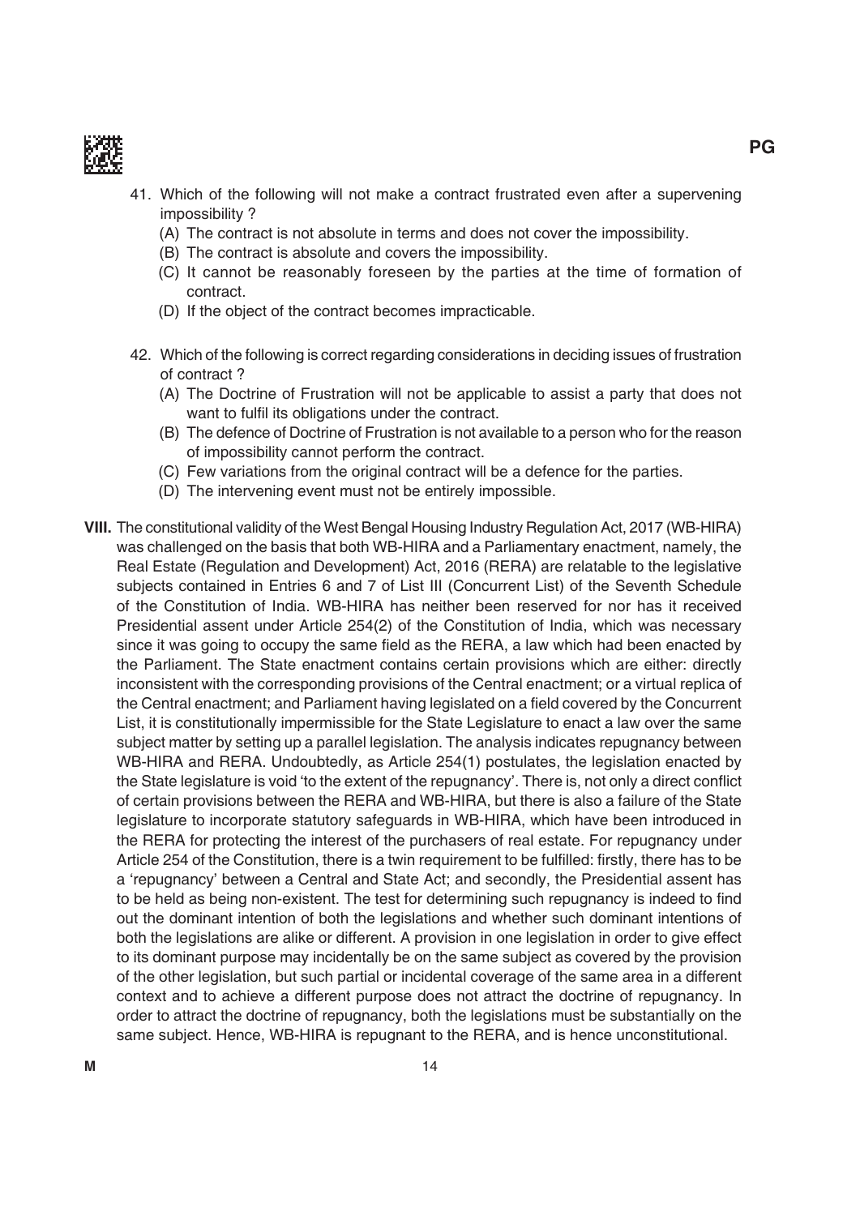41. Which of the following will not make a contract frustrated even after a supervening impossibility ?
    - (A) The contract is not absolute in terms and does not cover the impossibility.
    - (B) The contract is absolute and covers the impossibility.
    - (C) It cannot be reasonably foreseen by the parties at the time of formation of contract.
    - (D) If the object of the contract becomes impracticable.

42. Which of the following is correct regarding considerations in deciding issues of frustration of contract ?
    - (A) The Doctrine of Frustration will not be applicable to assist a party that does not want to fulfil its obligations under the contract.
    - (B) The defence of Doctrine of Frustration is not available to a person who for the reason of impossibility cannot perform the contract.
    - (C) Few variations from the original contract will be a defence for the parties.
    - (D) The intervening event must not be entirely impossible.

**VIII.** The constitutional validity of the West Bengal Housing Industry Regulation Act, 2017 (WB-HIRA) was challenged on the basis that both WB-HIRA and a Parliamentary enactment, namely, the Real Estate (Regulation and Development) Act, 2016 (RERA) are relatable to the legislative subjects contained in Entries 6 and 7 of List III (Concurrent List) of the Seventh Schedule of the Constitution of India. WB-HIRA has neither been reserved for nor has it received Presidential assent under Article 254(2) of the Constitution of India, which was necessary since it was going to occupy the same field as the RERA, a law which had been enacted by the Parliament. The State enactment contains certain provisions which are either: directly inconsistent with the corresponding provisions of the Central enactment; or a virtual replica of the Central enactment; and Parliament having legislated on a field covered by the Concurrent List, it is constitutionally impermissible for the State Legislature to enact a law over the same subject matter by setting up a parallel legislation. The analysis indicates repugnancy between WB-HIRA and RERA. Undoubtedly, as Article 254(1) postulates, the legislation enacted by the State legislature is void 'to the extent of the repugnancy'. There is, not only a direct conflict of certain provisions between the RERA and WB-HIRA, but there is also a failure of the State legislature to incorporate statutory safeguards in WB-HIRA, which have been introduced in the RERA for protecting the interest of the purchasers of real estate. For repugnancy under Article 254 of the Constitution, there is a twin requirement to be fulfilled: firstly, there has to be a 'repugnancy' between a Central and State Act; and secondly, the Presidential assent has to be held as being non-existent. The test for determining such repugnancy is indeed to find out the dominant intention of both the legislations and whether such dominant intentions of both the legislations are alike or different. A provision in one legislation in order to give effect to its dominant purpose may incidentally be on the same subject as covered by the provision of the other legislation, but such partial or incidental coverage of the same area in a different context and to achieve a different purpose does not attract the doctrine of repugnancy. In order to attract the doctrine of repugnancy, both the legislations must be substantially on the same subject. Hence, WB-HIRA is repugnant to the RERA, and is hence unconstitutional.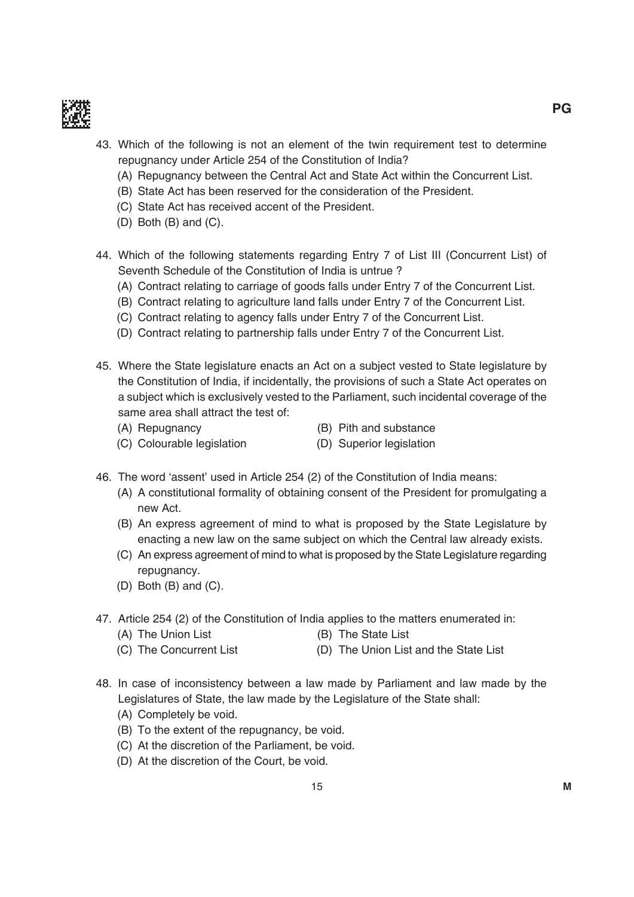43. Which of the following is not an element of the twin requirement test to determine repugnancy under Article 254 of the Constitution of India?
    (A) Repugnancy between the Central Act and State Act within the Concurrent List.
    (B) State Act has been reserved for the consideration of the President.
    (C) State Act has received accent of the President.
    (D) Both (B) and (C).

44. Which of the following statements regarding Entry 7 of List III (Concurrent List) of Seventh Schedule of the Constitution of India is untrue ?
    (A) Contract relating to carriage of goods falls under Entry 7 of the Concurrent List.
    (B) Contract relating to agriculture land falls under Entry 7 of the Concurrent List.
    (C) Contract relating to agency falls under Entry 7 of the Concurrent List.
    (D) Contract relating to partnership falls under Entry 7 of the Concurrent List.

45. Where the State legislature enacts an Act on a subject vested to State legislature by the Constitution of India, if incidentally, the provisions of such a State Act operates on a subject which is exclusively vested to the Parliament, such incidental coverage of the same area shall attract the test of:
    (A) Repugnancy
    (B) Pith and substance
    (C) Colourable legislation
    (D) Superior legislation

46. The word 'assent' used in Article 254 (2) of the Constitution of India means:
    (A) A constitutional formality of obtaining consent of the President for promulgating a new Act.
    (B) An express agreement of mind to what is proposed by the State Legislature by enacting a new law on the same subject on which the Central law already exists.
    (C) An express agreement of mind to what is proposed by the State Legislature regarding repugnancy.
    (D) Both (B) and (C).

47. Article 254 (2) of the Constitution of India applies to the matters enumerated in:
    (A) The Union List
    (B) The State List
    (C) The Concurrent List
    (D) The Union List and the State List

48. In case of inconsistency between a law made by Parliament and law made by the Legislatures of State, the law made by the Legislature of the State shall:
    (A) Completely be void.
    (B) To the extent of the repugnancy, be void.
    (C) At the discretion of the Parliament, be void.
    (D) At the discretion of the Court, be void.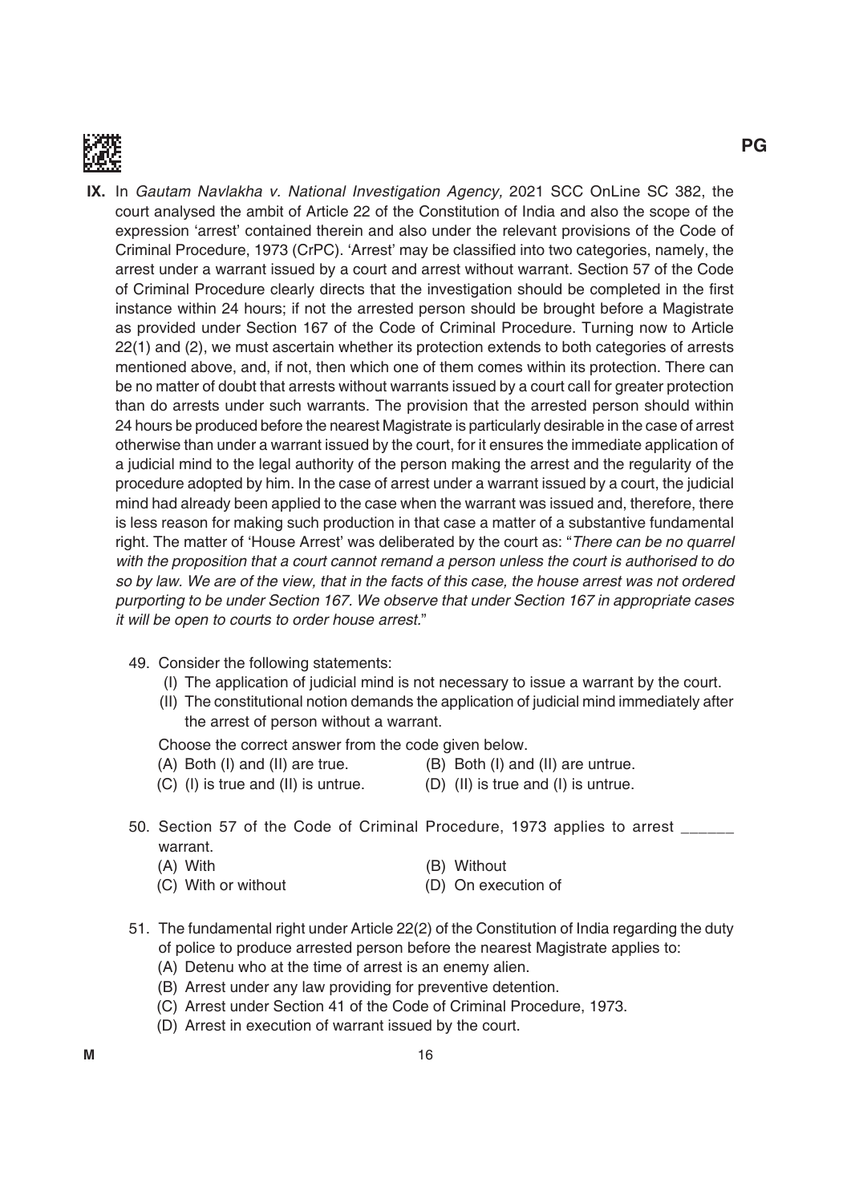**IX.** In *Gautam Navlakha v. National Investigation Agency,* 2021 SCC OnLine SC 382, the court analysed the ambit of Article 22 of the Constitution of India and also the scope of the expression 'arrest' contained therein and also under the relevant provisions of the Code of Criminal Procedure, 1973 (CrPC). 'Arrest' may be classified into two categories, namely, the arrest under a warrant issued by a court and arrest without warrant. Section 57 of the Code of Criminal Procedure clearly directs that the investigation should be completed in the first instance within 24 hours; if not the arrested person should be brought before a Magistrate as provided under Section 167 of the Code of Criminal Procedure. Turning now to Article 22(1) and (2), we must ascertain whether its protection extends to both categories of arrests mentioned above, and, if not, then which one of them comes within its protection. There can be no matter of doubt that arrests without warrants issued by a court call for greater protection than do arrests under such warrants. The provision that the arrested person should within 24 hours be produced before the nearest Magistrate is particularly desirable in the case of arrest otherwise than under a warrant issued by the court, for it ensures the immediate application of a judicial mind to the legal authority of the person making the arrest and the regularity of the procedure adopted by him. In the case of arrest under a warrant issued by a court, the judicial mind had already been applied to the case when the warrant was issued and, therefore, there is less reason for making such production in that case a matter of a substantive fundamental right. The matter of 'House Arrest' was deliberated by the court as: "*There can be no quarrel with the proposition that a court cannot remand a person unless the court is authorised to do so by law. We are of the view, that in the facts of this case, the house arrest was not ordered purporting to be under Section 167. We observe that under Section 167 in appropriate cases it will be open to courts to order house arrest.*"

49. Consider the following statements:
   (I) The application of judicial mind is not necessary to issue a warrant by the court.
   (II) The constitutional notion demands the application of judicial mind immediately after the arrest of person without a warrant.

   Choose the correct answer from the code given below.
   (A) Both (I) and (II) are true.
   (B) Both (I) and (II) are untrue.
   (C) (I) is true and (II) is untrue.
   (D) (II) is true and (I) is untrue.

50. Section 57 of the Code of Criminal Procedure, 1973 applies to arrest ______ warrant.
   (A) With
   (B) Without
   (C) With or without
   (D) On execution of

51. The fundamental right under Article 22(2) of the Constitution of India regarding the duty of police to produce arrested person before the nearest Magistrate applies to:
   (A) Detenu who at the time of arrest is an enemy alien.
   (B) Arrest under any law providing for preventive detention.
   (C) Arrest under Section 41 of the Code of Criminal Procedure, 1973.
   (D) Arrest in execution of warrant issued by the court.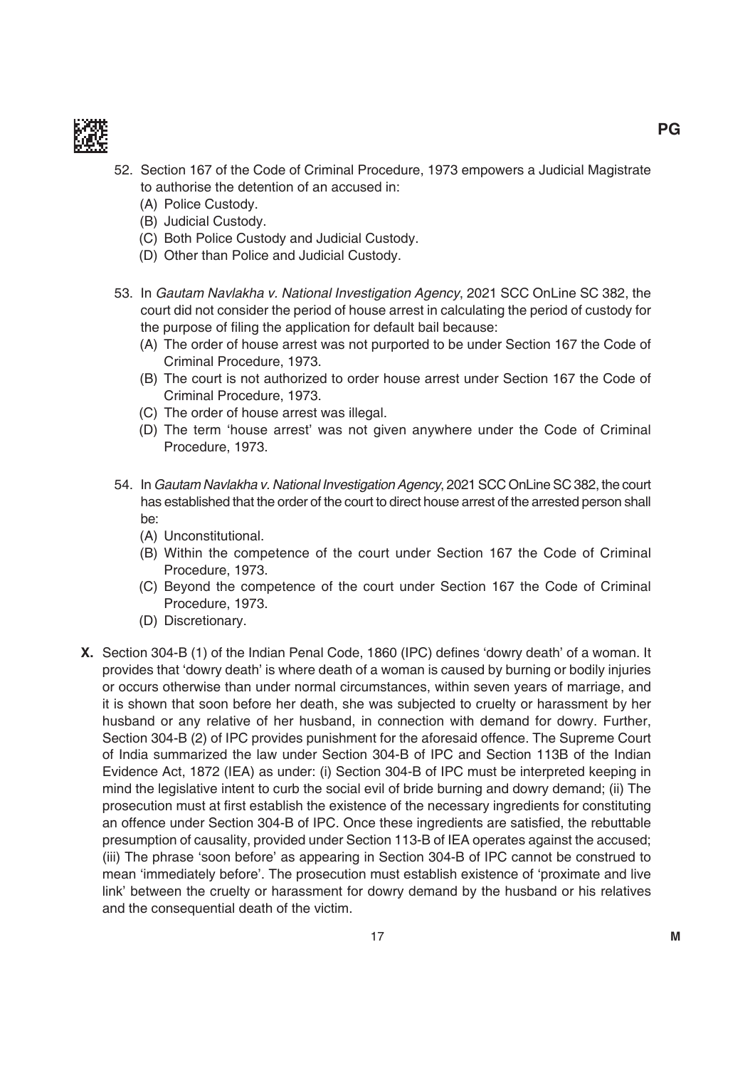52. Section 167 of the Code of Criminal Procedure, 1973 empowers a Judicial Magistrate to authorise the detention of an accused in:
    (A) Police Custody.
    (B) Judicial Custody.
    (C) Both Police Custody and Judicial Custody.
    (D) Other than Police and Judicial Custody.

53. In *Gautam Navlakha v. National Investigation Agency*, 2021 SCC OnLine SC 382, the court did not consider the period of house arrest in calculating the period of custody for the purpose of filing the application for default bail because:
    (A) The order of house arrest was not purported to be under Section 167 the Code of Criminal Procedure, 1973.
    (B) The court is not authorized to order house arrest under Section 167 the Code of Criminal Procedure, 1973.
    (C) The order of house arrest was illegal.
    (D) The term 'house arrest' was not given anywhere under the Code of Criminal Procedure, 1973.

54. In *Gautam Navlakha v. National Investigation Agency*, 2021 SCC OnLine SC 382, the court has established that the order of the court to direct house arrest of the arrested person shall be:
    (A) Unconstitutional.
    (B) Within the competence of the court under Section 167 the Code of Criminal Procedure, 1973.
    (C) Beyond the competence of the court under Section 167 the Code of Criminal Procedure, 1973.
    (D) Discretionary.

**X.** Section 304-B (1) of the Indian Penal Code, 1860 (IPC) defines 'dowry death' of a woman. It provides that 'dowry death' is where death of a woman is caused by burning or bodily injuries or occurs otherwise than under normal circumstances, within seven years of marriage, and it is shown that soon before her death, she was subjected to cruelty or harassment by her husband or any relative of her husband, in connection with demand for dowry. Further, Section 304-B (2) of IPC provides punishment for the aforesaid offence. The Supreme Court of India summarized the law under Section 304-B of IPC and Section 113B of the Indian Evidence Act, 1872 (IEA) as under: (i) Section 304-B of IPC must be interpreted keeping in mind the legislative intent to curb the social evil of bride burning and dowry demand; (ii) The prosecution must at first establish the existence of the necessary ingredients for constituting an offence under Section 304-B of IPC. Once these ingredients are satisfied, the rebuttable presumption of causality, provided under Section 113-B of IEA operates against the accused; (iii) The phrase 'soon before' as appearing in Section 304-B of IPC cannot be construed to mean 'immediately before'. The prosecution must establish existence of 'proximate and live link' between the cruelty or harassment for dowry demand by the husband or his relatives and the consequential death of the victim.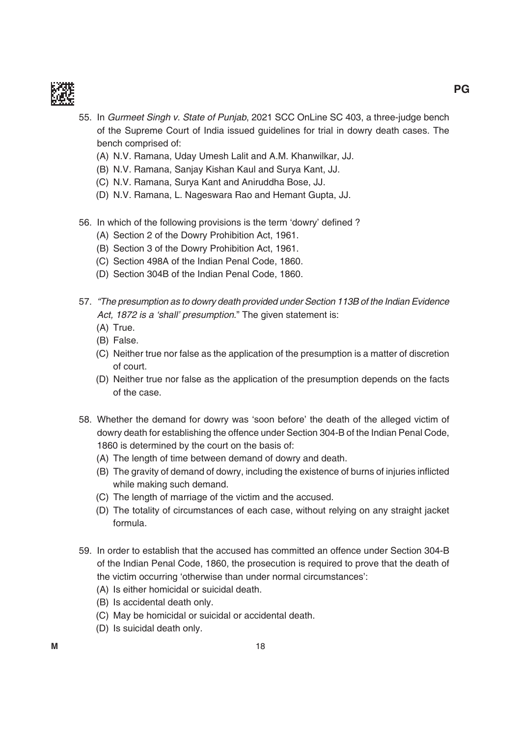55. In *Gurmeet Singh v. State of Punjab*, 2021 SCC OnLine SC 403, a three-judge bench of the Supreme Court of India issued guidelines for trial in dowry death cases. The bench comprised of:
    - (A) N.V. Ramana, Uday Umesh Lalit and A.M. Khanwilkar, JJ.
    - (B) N.V. Ramana, Sanjay Kishan Kaul and Surya Kant, JJ.
    - (C) N.V. Ramana, Surya Kant and Aniruddha Bose, JJ.
    - (D) N.V. Ramana, L. Nageswara Rao and Hemant Gupta, JJ.

56. In which of the following provisions is the term 'dowry' defined ?
    - (A) Section 2 of the Dowry Prohibition Act, 1961.
    - (B) Section 3 of the Dowry Prohibition Act, 1961.
    - (C) Section 498A of the Indian Penal Code, 1860.
    - (D) Section 304B of the Indian Penal Code, 1860.

57. *"The presumption as to dowry death provided under Section 113B of the Indian Evidence Act, 1872 is a 'shall' presumption.*" The given statement is:
    - (A) True.
    - (B) False.
    - (C) Neither true nor false as the application of the presumption is a matter of discretion of court.
    - (D) Neither true nor false as the application of the presumption depends on the facts of the case.

58. Whether the demand for dowry was 'soon before' the death of the alleged victim of dowry death for establishing the offence under Section 304-B of the Indian Penal Code, 1860 is determined by the court on the basis of:
    - (A) The length of time between demand of dowry and death.
    - (B) The gravity of demand of dowry, including the existence of burns of injuries inflicted while making such demand.
    - (C) The length of marriage of the victim and the accused.
    - (D) The totality of circumstances of each case, without relying on any straight jacket formula.

59. In order to establish that the accused has committed an offence under Section 304-B of the Indian Penal Code, 1860, the prosecution is required to prove that the death of the victim occurring 'otherwise than under normal circumstances':
    - (A) Is either homicidal or suicidal death.
    - (B) Is accidental death only.
    - (C) May be homicidal or suicidal or accidental death.
    - (D) Is suicidal death only.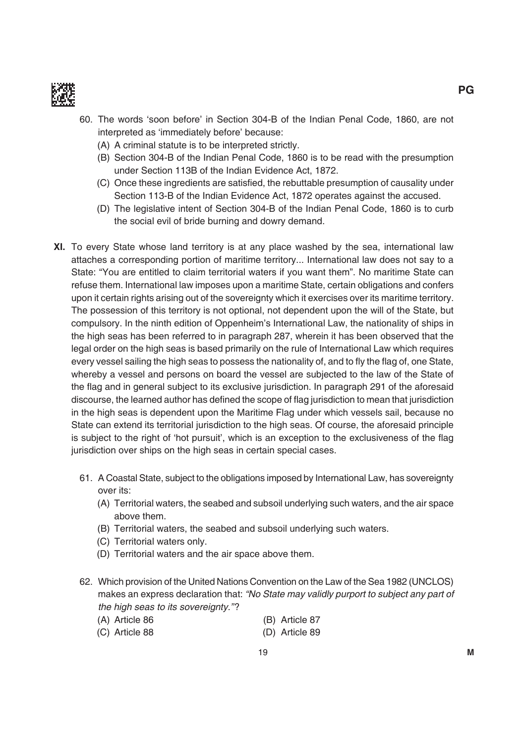60. The words ‘soon before’ in Section 304-B of the Indian Penal Code, 1860, are not interpreted as ‘immediately before’ because:
    (A) A criminal statute is to be interpreted strictly.
    (B) Section 304-B of the Indian Penal Code, 1860 is to be read with the presumption under Section 113B of the Indian Evidence Act, 1872.
    (C) Once these ingredients are satisfied, the rebuttable presumption of causality under Section 113-B of the Indian Evidence Act, 1872 operates against the accused.
    (D) The legislative intent of Section 304-B of the Indian Penal Code, 1860 is to curb the social evil of bride burning and dowry demand.

**XI.** To every State whose land territory is at any place washed by the sea, international law attaches a corresponding portion of maritime territory... International law does not say to a State: “You are entitled to claim territorial waters if you want them”. No maritime State can refuse them. International law imposes upon a maritime State, certain obligations and confers upon it certain rights arising out of the sovereignty which it exercises over its maritime territory. The possession of this territory is not optional, not dependent upon the will of the State, but compulsory. In the ninth edition of Oppenheim’s International Law, the nationality of ships in the high seas has been referred to in paragraph 287, wherein it has been observed that the legal order on the high seas is based primarily on the rule of International Law which requires every vessel sailing the high seas to possess the nationality of, and to fly the flag of, one State, whereby a vessel and persons on board the vessel are subjected to the law of the State of the flag and in general subject to its exclusive jurisdiction. In paragraph 291 of the aforesaid discourse, the learned author has defined the scope of flag jurisdiction to mean that jurisdiction in the high seas is dependent upon the Maritime Flag under which vessels sail, because no State can extend its territorial jurisdiction to the high seas. Of course, the aforesaid principle is subject to the right of ‘hot pursuit’, which is an exception to the exclusiveness of the flag jurisdiction over ships on the high seas in certain special cases.

61. A Coastal State, subject to the obligations imposed by International Law, has sovereignty over its:
    (A) Territorial waters, the seabed and subsoil underlying such waters, and the air space above them.
    (B) Territorial waters, the seabed and subsoil underlying such waters.
    (C) Territorial waters only.
    (D) Territorial waters and the air space above them.

62. Which provision of the United Nations Convention on the Law of the Sea 1982 (UNCLOS) makes an express declaration that: *“No State may validly purport to subject any part of the high seas to its sovereignty.”*?
    (A) Article 86
    (B) Article 87
    (C) Article 88
    (D) Article 89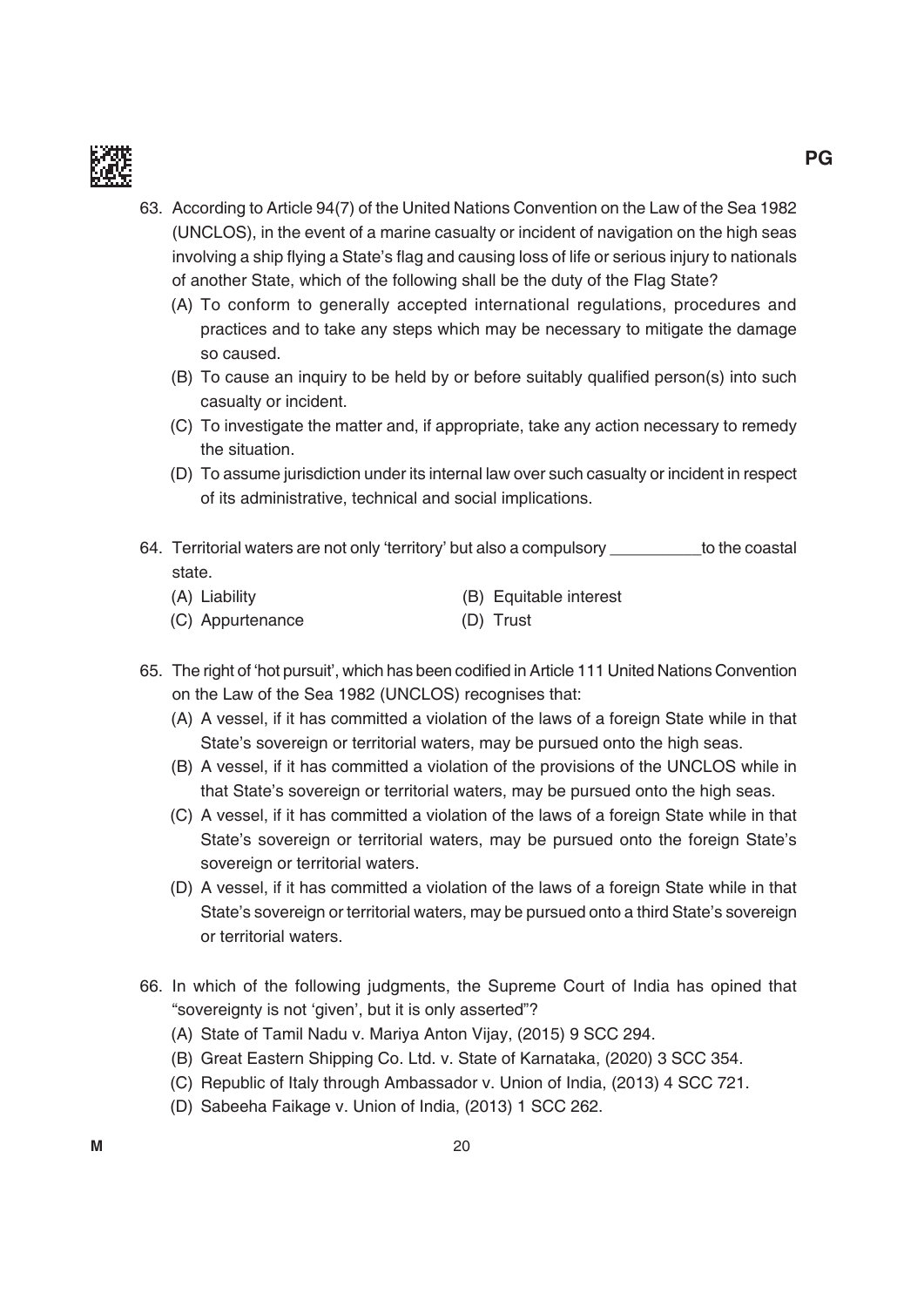63. According to Article 94(7) of the United Nations Convention on the Law of the Sea 1982 (UNCLOS), in the event of a marine casualty or incident of navigation on the high seas involving a ship flying a State's flag and causing loss of life or serious injury to nationals of another State, which of the following shall be the duty of the Flag State?
    (A) To conform to generally accepted international regulations, procedures and practices and to take any steps which may be necessary to mitigate the damage so caused.
    (B) To cause an inquiry to be held by or before suitably qualified person(s) into such casualty or incident.
    (C) To investigate the matter and, if appropriate, take any action necessary to remedy the situation.
    (D) To assume jurisdiction under its internal law over such casualty or incident in respect of its administrative, technical and social implications.

64. Territorial waters are not only 'territory' but also a compulsory __________to the coastal state.
    (A) Liability
    (B) Equitable interest
    (C) Appurtenance
    (D) Trust

65. The right of 'hot pursuit', which has been codified in Article 111 United Nations Convention on the Law of the Sea 1982 (UNCLOS) recognises that:
    (A) A vessel, if it has committed a violation of the laws of a foreign State while in that State's sovereign or territorial waters, may be pursued onto the high seas.
    (B) A vessel, if it has committed a violation of the provisions of the UNCLOS while in that State's sovereign or territorial waters, may be pursued onto the high seas.
    (C) A vessel, if it has committed a violation of the laws of a foreign State while in that State's sovereign or territorial waters, may be pursued onto the foreign State's sovereign or territorial waters.
    (D) A vessel, if it has committed a violation of the laws of a foreign State while in that State's sovereign or territorial waters, may be pursued onto a third State's sovereign or territorial waters.

66. In which of the following judgments, the Supreme Court of India has opined that "sovereignty is not 'given', but it is only asserted"?
    (A) State of Tamil Nadu v. Mariya Anton Vijay, (2015) 9 SCC 294.
    (B) Great Eastern Shipping Co. Ltd. v. State of Karnataka, (2020) 3 SCC 354.
    (C) Republic of Italy through Ambassador v. Union of India, (2013) 4 SCC 721.
    (D) Sabeeha Faikage v. Union of India, (2013) 1 SCC 262.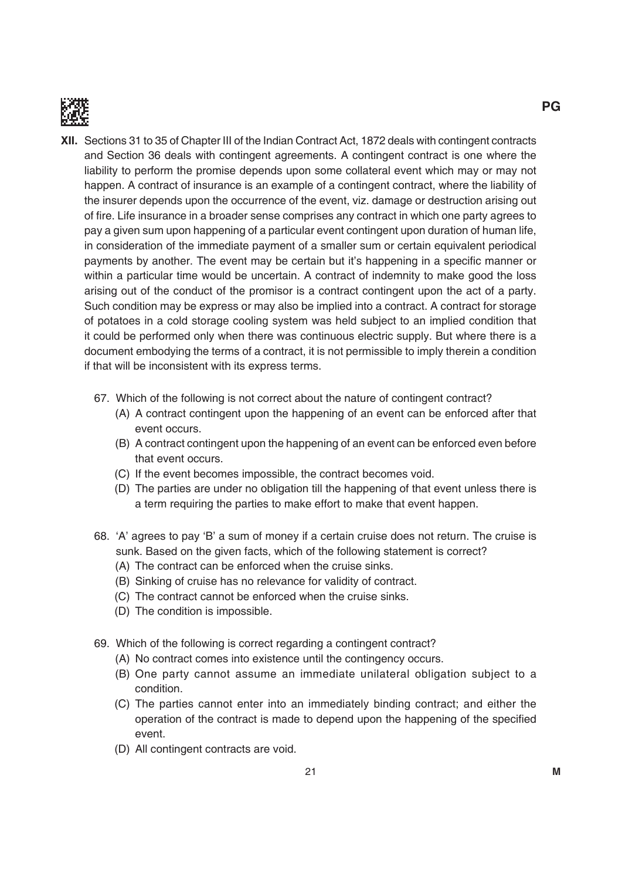**XII.** Sections 31 to 35 of Chapter III of the Indian Contract Act, 1872 deals with contingent contracts and Section 36 deals with contingent agreements. A contingent contract is one where the liability to perform the promise depends upon some collateral event which may or may not happen. A contract of insurance is an example of a contingent contract, where the liability of the insurer depends upon the occurrence of the event, viz. damage or destruction arising out of fire. Life insurance in a broader sense comprises any contract in which one party agrees to pay a given sum upon happening of a particular event contingent upon duration of human life, in consideration of the immediate payment of a smaller sum or certain equivalent periodical payments by another. The event may be certain but it's happening in a specific manner or within a particular time would be uncertain. A contract of indemnity to make good the loss arising out of the conduct of the promisor is a contract contingent upon the act of a party. Such condition may be express or may also be implied into a contract. A contract for storage of potatoes in a cold storage cooling system was held subject to an implied condition that it could be performed only when there was continuous electric supply. But where there is a document embodying the terms of a contract, it is not permissible to imply therein a condition if that will be inconsistent with its express terms.

67. Which of the following is not correct about the nature of contingent contract?
    - (A) A contract contingent upon the happening of an event can be enforced after that event occurs.
    - (B) A contract contingent upon the happening of an event can be enforced even before that event occurs.
    - (C) If the event becomes impossible, the contract becomes void.
    - (D) The parties are under no obligation till the happening of that event unless there is a term requiring the parties to make effort to make that event happen.

68. 'A' agrees to pay 'B' a sum of money if a certain cruise does not return. The cruise is sunk. Based on the given facts, which of the following statement is correct?
    - (A) The contract can be enforced when the cruise sinks.
    - (B) Sinking of cruise has no relevance for validity of contract.
    - (C) The contract cannot be enforced when the cruise sinks.
    - (D) The condition is impossible.

69. Which of the following is correct regarding a contingent contract?
    - (A) No contract comes into existence until the contingency occurs.
    - (B) One party cannot assume an immediate unilateral obligation subject to a condition.
    - (C) The parties cannot enter into an immediately binding contract; and either the operation of the contract is made to depend upon the happening of the specified event.
    - (D) All contingent contracts are void.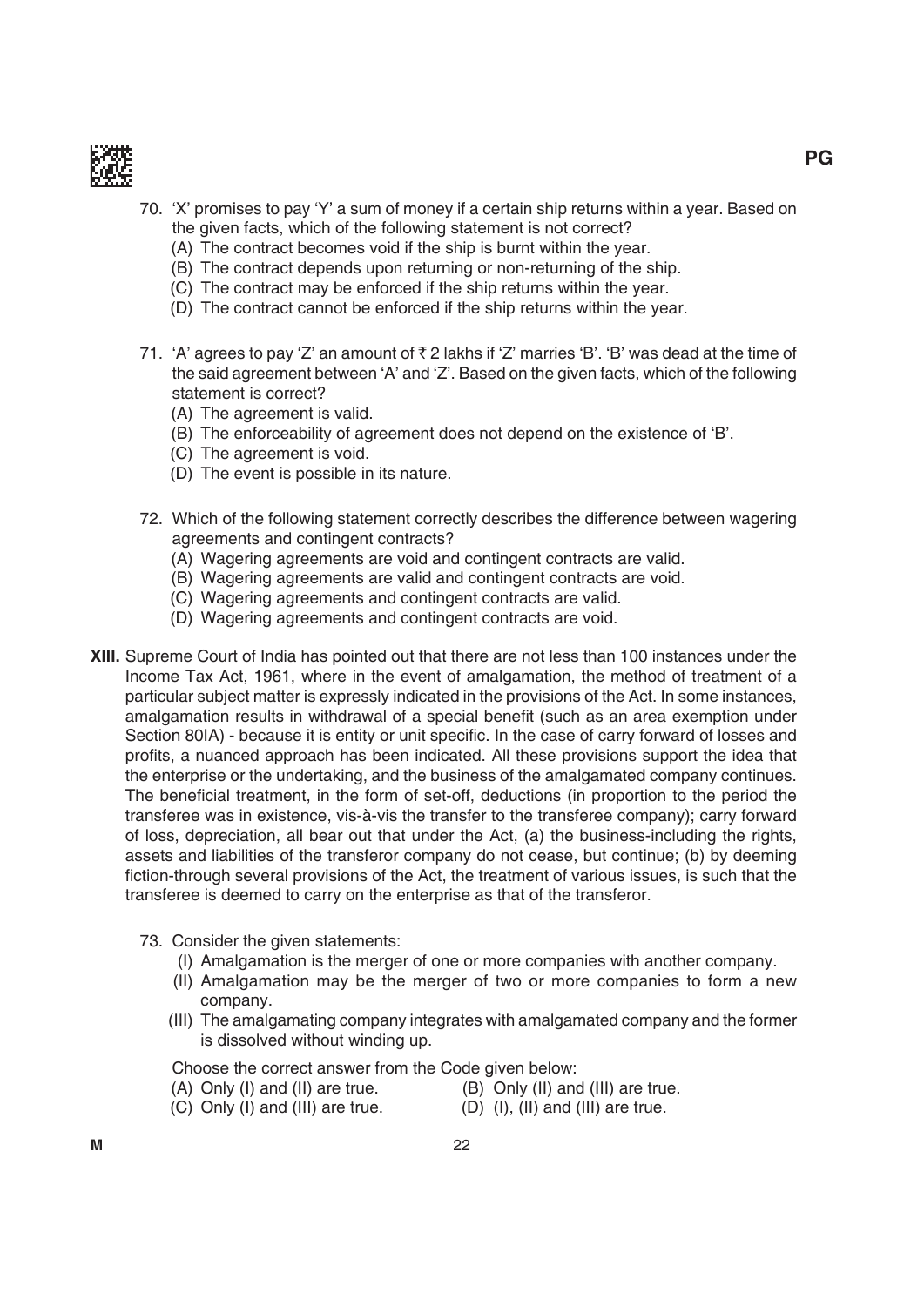70. 'X' promises to pay 'Y' a sum of money if a certain ship returns within a year. Based on the given facts, which of the following statement is not correct?
    (A) The contract becomes void if the ship is burnt within the year.
    (B) The contract depends upon returning or non-returning of the ship.
    (C) The contract may be enforced if the ship returns within the year.
    (D) The contract cannot be enforced if the ship returns within the year.

71. 'A' agrees to pay 'Z' an amount of ₹ 2 lakhs if 'Z' marries 'B'. 'B' was dead at the time of the said agreement between 'A' and 'Z'. Based on the given facts, which of the following statement is correct?
    (A) The agreement is valid.
    (B) The enforceability of agreement does not depend on the existence of 'B'.
    (C) The agreement is void.
    (D) The event is possible in its nature.

72. Which of the following statement correctly describes the difference between wagering agreements and contingent contracts?
    (A) Wagering agreements are void and contingent contracts are valid.
    (B) Wagering agreements are valid and contingent contracts are void.
    (C) Wagering agreements and contingent contracts are valid.
    (D) Wagering agreements and contingent contracts are void.

**XIII.** Supreme Court of India has pointed out that there are not less than 100 instances under the Income Tax Act, 1961, where in the event of amalgamation, the method of treatment of a particular subject matter is expressly indicated in the provisions of the Act. In some instances, amalgamation results in withdrawal of a special benefit (such as an area exemption under Section 80IA) - because it is entity or unit specific. In the case of carry forward of losses and profits, a nuanced approach has been indicated. All these provisions support the idea that the enterprise or the undertaking, and the business of the amalgamated company continues. The beneficial treatment, in the form of set-off, deductions (in proportion to the period the transferee was in existence, vis-à-vis the transfer to the transferee company); carry forward of loss, depreciation, all bear out that under the Act, (a) the business-including the rights, assets and liabilities of the transferor company do not cease, but continue; (b) by deeming fiction-through several provisions of the Act, the treatment of various issues, is such that the transferee is deemed to carry on the enterprise as that of the transferor.

73. Consider the given statements:
    (I) Amalgamation is the merger of one or more companies with another company.
    (II) Amalgamation may be the merger of two or more companies to form a new company.
    (III) The amalgamating company integrates with amalgamated company and the former is dissolved without winding up.

    Choose the correct answer from the Code given below:
    (A) Only (I) and (II) are true.
    (B) Only (II) and (III) are true.
    (C) Only (I) and (III) are true.
    (D) (I), (II) and (III) are true.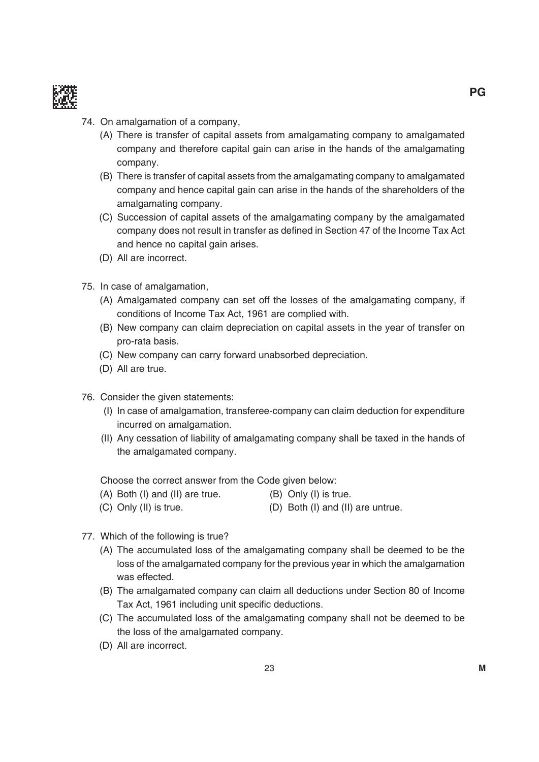74. On amalgamation of a company,
    - (A) There is transfer of capital assets from amalgamating company to amalgamated company and therefore capital gain can arise in the hands of the amalgamating company.
    - (B) There is transfer of capital assets from the amalgamating company to amalgamated company and hence capital gain can arise in the hands of the shareholders of the amalgamating company.
    - (C) Succession of capital assets of the amalgamating company by the amalgamated company does not result in transfer as defined in Section 47 of the Income Tax Act and hence no capital gain arises.
    - (D) All are incorrect.

75. In case of amalgamation,
    - (A) Amalgamated company can set off the losses of the amalgamating company, if conditions of Income Tax Act, 1961 are complied with.
    - (B) New company can claim depreciation on capital assets in the year of transfer on pro-rata basis.
    - (C) New company can carry forward unabsorbed depreciation.
    - (D) All are true.

76. Consider the given statements:
    - (I) In case of amalgamation, transferee-company can claim deduction for expenditure incurred on amalgamation.
    - (II) Any cessation of liability of amalgamating company shall be taxed in the hands of the amalgamated company.

    Choose the correct answer from the Code given below:

    - (A) Both (I) and (II) are true.
    - (B) Only (I) is true.
    - (C) Only (II) is true.
    - (D) Both (I) and (II) are untrue.

77. Which of the following is true?
    - (A) The accumulated loss of the amalgamating company shall be deemed to be the loss of the amalgamated company for the previous year in which the amalgamation was effected.
    - (B) The amalgamated company can claim all deductions under Section 80 of Income Tax Act, 1961 including unit specific deductions.
    - (C) The accumulated loss of the amalgamating company shall not be deemed to be the loss of the amalgamated company.
    - (D) All are incorrect.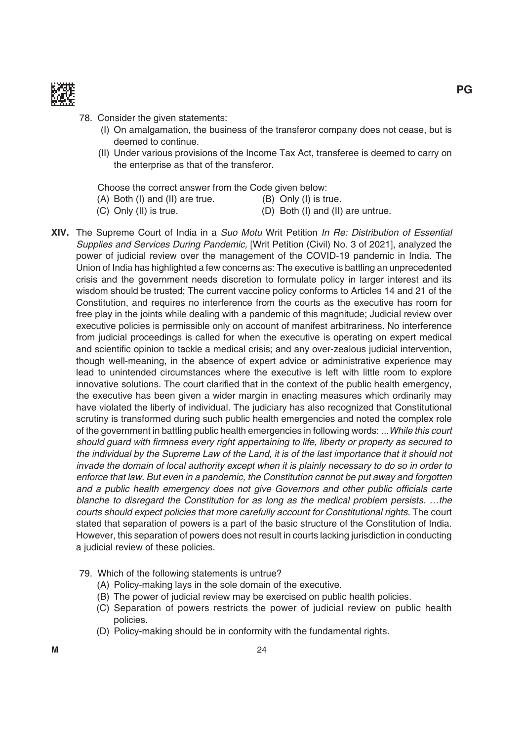78. Consider the given statements:

    (I) On amalgamation, the business of the transferor company does not cease, but is deemed to continue.

    (II) Under various provisions of the Income Tax Act, transferee is deemed to carry on the enterprise as that of the transferor.

    Choose the correct answer from the Code given below:

    (A) Both (I) and (II) are true.
    (B) Only (I) is true.
    (C) Only (II) is true.
    (D) Both (I) and (II) are untrue.

**XIV.** The Supreme Court of India in a *Suo Motu* Writ Petition *In Re: Distribution of Essential Supplies and Services During Pandemic,* [Writ Petition (Civil) No. 3 of 2021], analyzed the power of judicial review over the management of the COVID-19 pandemic in India. The Union of India has highlighted a few concerns as: The executive is battling an unprecedented crisis and the government needs discretion to formulate policy in larger interest and its wisdom should be trusted; The current vaccine policy conforms to Articles 14 and 21 of the Constitution, and requires no interference from the courts as the executive has room for free play in the joints while dealing with a pandemic of this magnitude; Judicial review over executive policies is permissible only on account of manifest arbitrariness. No interference from judicial proceedings is called for when the executive is operating on expert medical and scientific opinion to tackle a medical crisis; and any over-zealous judicial intervention, though well-meaning, in the absence of expert advice or administrative experience may lead to unintended circumstances where the executive is left with little room to explore innovative solutions. The court clarified that in the context of the public health emergency, the executive has been given a wider margin in enacting measures which ordinarily may have violated the liberty of individual. The judiciary has also recognized that Constitutional scrutiny is transformed during such public health emergencies and noted the complex role of the government in battling public health emergencies in following words: *...While this court should guard with firmness every right appertaining to life, liberty or property as secured to the individual by the Supreme Law of the Land, it is of the last importance that it should not invade the domain of local authority except when it is plainly necessary to do so in order to enforce that law. But even in a pandemic, the Constitution cannot be put away and forgotten and a public health emergency does not give Governors and other public officials carte blanche to disregard the Constitution for as long as the medical problem persists. …the courts should expect policies that more carefully account for Constitutional rights.* The court stated that separation of powers is a part of the basic structure of the Constitution of India. However, this separation of powers does not result in courts lacking jurisdiction in conducting a judicial review of these policies.

79. Which of the following statements is untrue?

    (A) Policy-making lays in the sole domain of the executive.
    (B) The power of judicial review may be exercised on public health policies.
    (C) Separation of powers restricts the power of judicial review on public health policies.
    (D) Policy-making should be in conformity with the fundamental rights.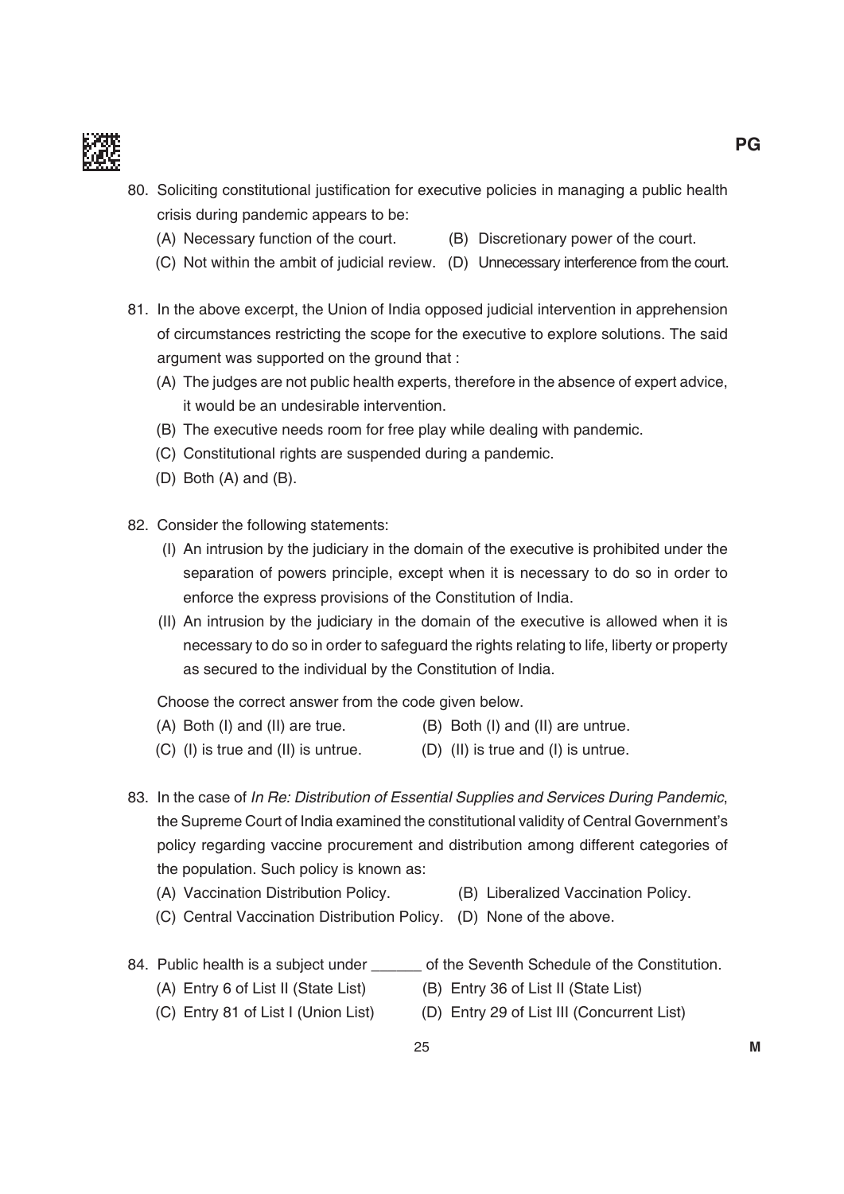80. Soliciting constitutional justification for executive policies in managing a public health crisis during pandemic appears to be:
    - (A) Necessary function of the court.
    - (B) Discretionary power of the court.
    - (C) Not within the ambit of judicial review.
    - (D) Unnecessary interference from the court.

81. In the above excerpt, the Union of India opposed judicial intervention in apprehension of circumstances restricting the scope for the executive to explore solutions. The said argument was supported on the ground that :
    - (A) The judges are not public health experts, therefore in the absence of expert advice, it would be an undesirable intervention.
    - (B) The executive needs room for free play while dealing with pandemic.
    - (C) Constitutional rights are suspended during a pandemic.
    - (D) Both (A) and (B).

82. Consider the following statements:
    - (I) An intrusion by the judiciary in the domain of the executive is prohibited under the separation of powers principle, except when it is necessary to do so in order to enforce the express provisions of the Constitution of India.
    - (II) An intrusion by the judiciary in the domain of the executive is allowed when it is necessary to do so in order to safeguard the rights relating to life, liberty or property as secured to the individual by the Constitution of India.

    Choose the correct answer from the code given below.
    - (A) Both (I) and (II) are true.
    - (B) Both (I) and (II) are untrue.
    - (C) (I) is true and (II) is untrue.
    - (D) (II) is true and (I) is untrue.

83. In the case of *In Re: Distribution of Essential Supplies and Services During Pandemic*, the Supreme Court of India examined the constitutional validity of Central Government's policy regarding vaccine procurement and distribution among different categories of the population. Such policy is known as:
    - (A) Vaccination Distribution Policy.
    - (B) Liberalized Vaccination Policy.
    - (C) Central Vaccination Distribution Policy.
    - (D) None of the above.

84. Public health is a subject under ______ of the Seventh Schedule of the Constitution.
    - (A) Entry 6 of List II (State List)
    - (B) Entry 36 of List II (State List)
    - (C) Entry 81 of List I (Union List)
    - (D) Entry 29 of List III (Concurrent List)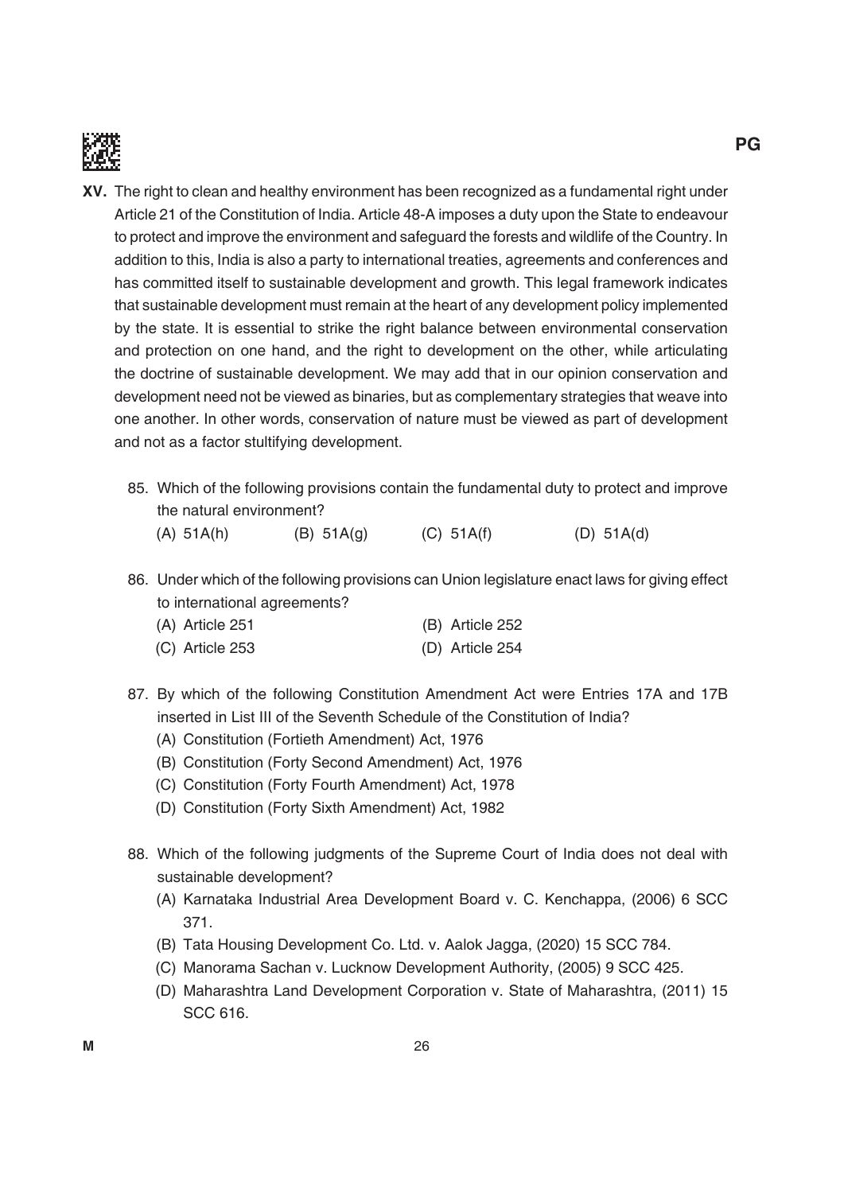**XV.** The right to clean and healthy environment has been recognized as a fundamental right under Article 21 of the Constitution of India. Article 48-A imposes a duty upon the State to endeavour to protect and improve the environment and safeguard the forests and wildlife of the Country. In addition to this, India is also a party to international treaties, agreements and conferences and has committed itself to sustainable development and growth. This legal framework indicates that sustainable development must remain at the heart of any development policy implemented by the state. It is essential to strike the right balance between environmental conservation and protection on one hand, and the right to development on the other, while articulating the doctrine of sustainable development. We may add that in our opinion conservation and development need not be viewed as binaries, but as complementary strategies that weave into one another. In other words, conservation of nature must be viewed as part of development and not as a factor stultifying development.

85. Which of the following provisions contain the fundamental duty to protect and improve the natural environment?

(A) 51A(h) (B) 51A(g) (C) 51A(f) (D) 51A(d)

86. Under which of the following provisions can Union legislature enact laws for giving effect to international agreements?

(A) Article 251
(B) Article 252
(C) Article 253
(D) Article 254

87. By which of the following Constitution Amendment Act were Entries 17A and 17B inserted in List III of the Seventh Schedule of the Constitution of India?

(A) Constitution (Fortieth Amendment) Act, 1976
(B) Constitution (Forty Second Amendment) Act, 1976
(C) Constitution (Forty Fourth Amendment) Act, 1978
(D) Constitution (Forty Sixth Amendment) Act, 1982

88. Which of the following judgments of the Supreme Court of India does not deal with sustainable development?

(A) Karnataka Industrial Area Development Board v. C. Kenchappa, (2006) 6 SCC 371.
(B) Tata Housing Development Co. Ltd. v. Aalok Jagga, (2020) 15 SCC 784.
(C) Manorama Sachan v. Lucknow Development Authority, (2005) 9 SCC 425.
(D) Maharashtra Land Development Corporation v. State of Maharashtra, (2011) 15 SCC 616.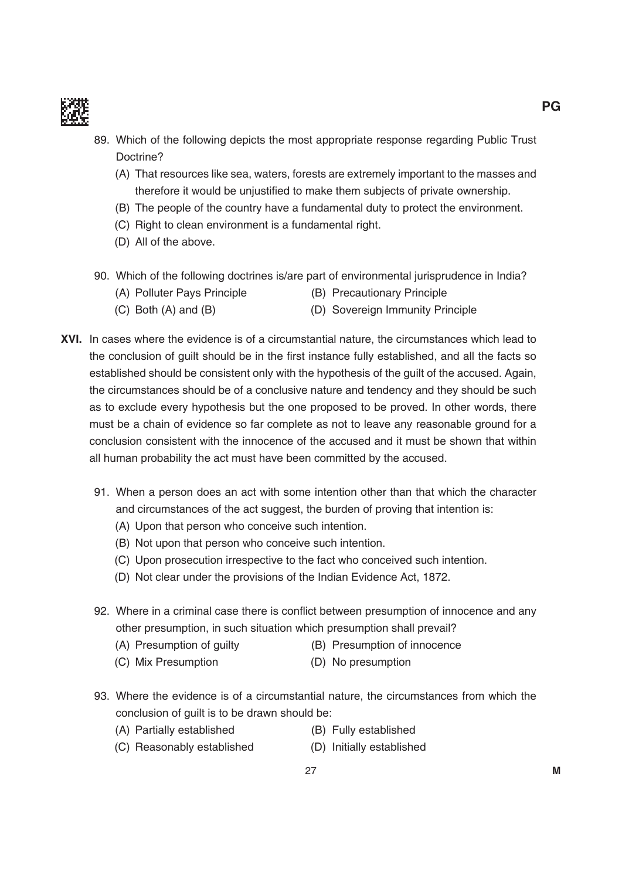89. Which of the following depicts the most appropriate response regarding Public Trust Doctrine?
    (A) That resources like sea, waters, forests are extremely important to the masses and therefore it would be unjustified to make them subjects of private ownership.
    (B) The people of the country have a fundamental duty to protect the environment.
    (C) Right to clean environment is a fundamental right.
    (D) All of the above.

90. Which of the following doctrines is/are part of environmental jurisprudence in India?
    (A) Polluter Pays Principle
    (B) Precautionary Principle
    (C) Both (A) and (B)
    (D) Sovereign Immunity Principle

**XVI.** In cases where the evidence is of a circumstantial nature, the circumstances which lead to the conclusion of guilt should be in the first instance fully established, and all the facts so established should be consistent only with the hypothesis of the guilt of the accused. Again, the circumstances should be of a conclusive nature and tendency and they should be such as to exclude every hypothesis but the one proposed to be proved. In other words, there must be a chain of evidence so far complete as not to leave any reasonable ground for a conclusion consistent with the innocence of the accused and it must be shown that within all human probability the act must have been committed by the accused.

91. When a person does an act with some intention other than that which the character and circumstances of the act suggest, the burden of proving that intention is:
    (A) Upon that person who conceive such intention.
    (B) Not upon that person who conceive such intention.
    (C) Upon prosecution irrespective to the fact who conceived such intention.
    (D) Not clear under the provisions of the Indian Evidence Act, 1872.

92. Where in a criminal case there is conflict between presumption of innocence and any other presumption, in such situation which presumption shall prevail?
    (A) Presumption of guilty
    (B) Presumption of innocence
    (C) Mix Presumption
    (D) No presumption

93. Where the evidence is of a circumstantial nature, the circumstances from which the conclusion of guilt is to be drawn should be:
    (A) Partially established
    (B) Fully established
    (C) Reasonably established
    (D) Initially established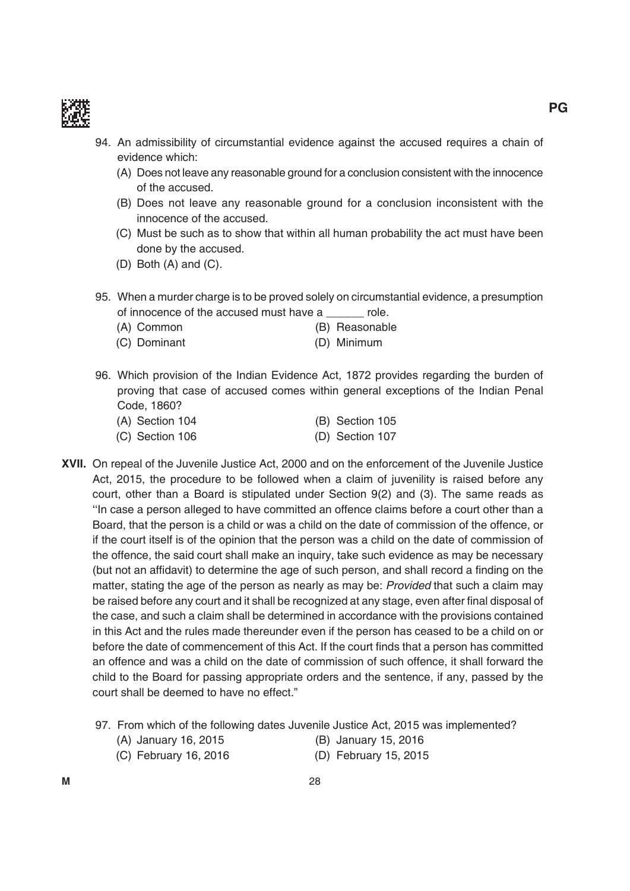94. An admissibility of circumstantial evidence against the accused requires a chain of evidence which:
    - (A) Does not leave any reasonable ground for a conclusion consistent with the innocence of the accused.
    - (B) Does not leave any reasonable ground for a conclusion inconsistent with the innocence of the accused.
    - (C) Must be such as to show that within all human probability the act must have been done by the accused.
    - (D) Both (A) and (C).

95. When a murder charge is to be proved solely on circumstantial evidence, a presumption of innocence of the accused must have a ______ role.
    - (A) Common
    - (B) Reasonable
    - (C) Dominant
    - (D) Minimum

96. Which provision of the Indian Evidence Act, 1872 provides regarding the burden of proving that case of accused comes within general exceptions of the Indian Penal Code, 1860?
    - (A) Section 104
    - (B) Section 105
    - (C) Section 106
    - (D) Section 107

**XVII.** On repeal of the Juvenile Justice Act, 2000 and on the enforcement of the Juvenile Justice Act, 2015, the procedure to be followed when a claim of juvenility is raised before any court, other than a Board is stipulated under Section 9(2) and (3). The same reads as "In case a person alleged to have committed an offence claims before a court other than a Board, that the person is a child or was a child on the date of commission of the offence, or if the court itself is of the opinion that the person was a child on the date of commission of the offence, the said court shall make an inquiry, take such evidence as may be necessary (but not an affidavit) to determine the age of such person, and shall record a finding on the matter, stating the age of the person as nearly as may be: *Provided* that such a claim may be raised before any court and it shall be recognized at any stage, even after final disposal of the case, and such a claim shall be determined in accordance with the provisions contained in this Act and the rules made thereunder even if the person has ceased to be a child on or before the date of commencement of this Act. If the court finds that a person has committed an offence and was a child on the date of commission of such offence, it shall forward the child to the Board for passing appropriate orders and the sentence, if any, passed by the court shall be deemed to have no effect."

97. From which of the following dates Juvenile Justice Act, 2015 was implemented?
    - (A) January 16, 2015
    - (B) January 15, 2016
    - (C) February 16, 2016
    - (D) February 15, 2015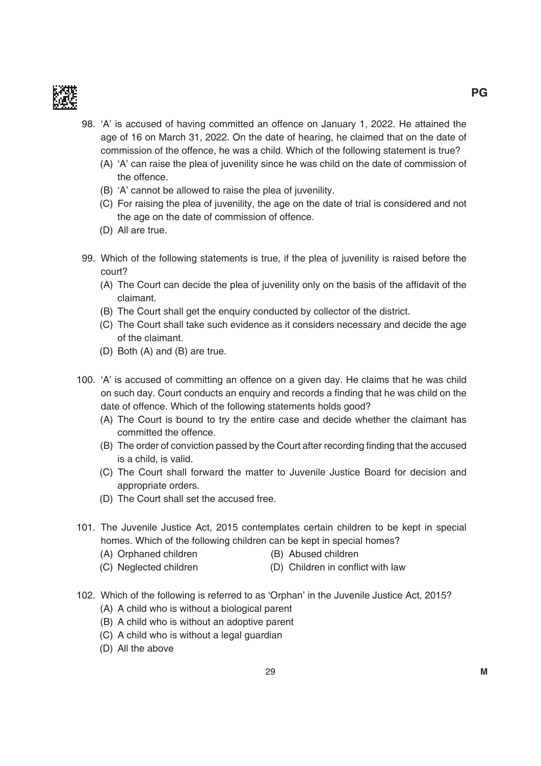98. 'A' is accused of having committed an offence on January 1, 2022. He attained the age of 16 on March 31, 2022. On the date of hearing, he claimed that on the date of commission of the offence, he was a child. Which of the following statement is true?
    - (A) 'A' can raise the plea of juvenility since he was child on the date of commission of the offence.
    - (B) 'A' cannot be allowed to raise the plea of juvenility.
    - (C) For raising the plea of juvenility, the age on the date of trial is considered and not the age on the date of commission of offence.
    - (D) All are true.

99. Which of the following statements is true, if the plea of juvenility is raised before the court?
    - (A) The Court can decide the plea of juvenility only on the basis of the affidavit of the claimant.
    - (B) The Court shall get the enquiry conducted by collector of the district.
    - (C) The Court shall take such evidence as it considers necessary and decide the age of the claimant.
    - (D) Both (A) and (B) are true.

100. 'A' is accused of committing an offence on a given day. He claims that he was child on such day. Court conducts an enquiry and records a finding that he was child on the date of offence. Which of the following statements holds good?
    - (A) The Court is bound to try the entire case and decide whether the claimant has committed the offence.
    - (B) The order of conviction passed by the Court after recording finding that the accused is a child, is valid.
    - (C) The Court shall forward the matter to Juvenile Justice Board for decision and appropriate orders.
    - (D) The Court shall set the accused free.

101. The Juvenile Justice Act, 2015 contemplates certain children to be kept in special homes. Which of the following children can be kept in special homes?
    - (A) Orphaned children
    - (B) Abused children
    - (C) Neglected children
    - (D) Children in conflict with law

102. Which of the following is referred to as 'Orphan' in the Juvenile Justice Act, 2015?
    - (A) A child who is without a biological parent
    - (B) A child who is without an adoptive parent
    - (C) A child who is without a legal guardian
    - (D) All the above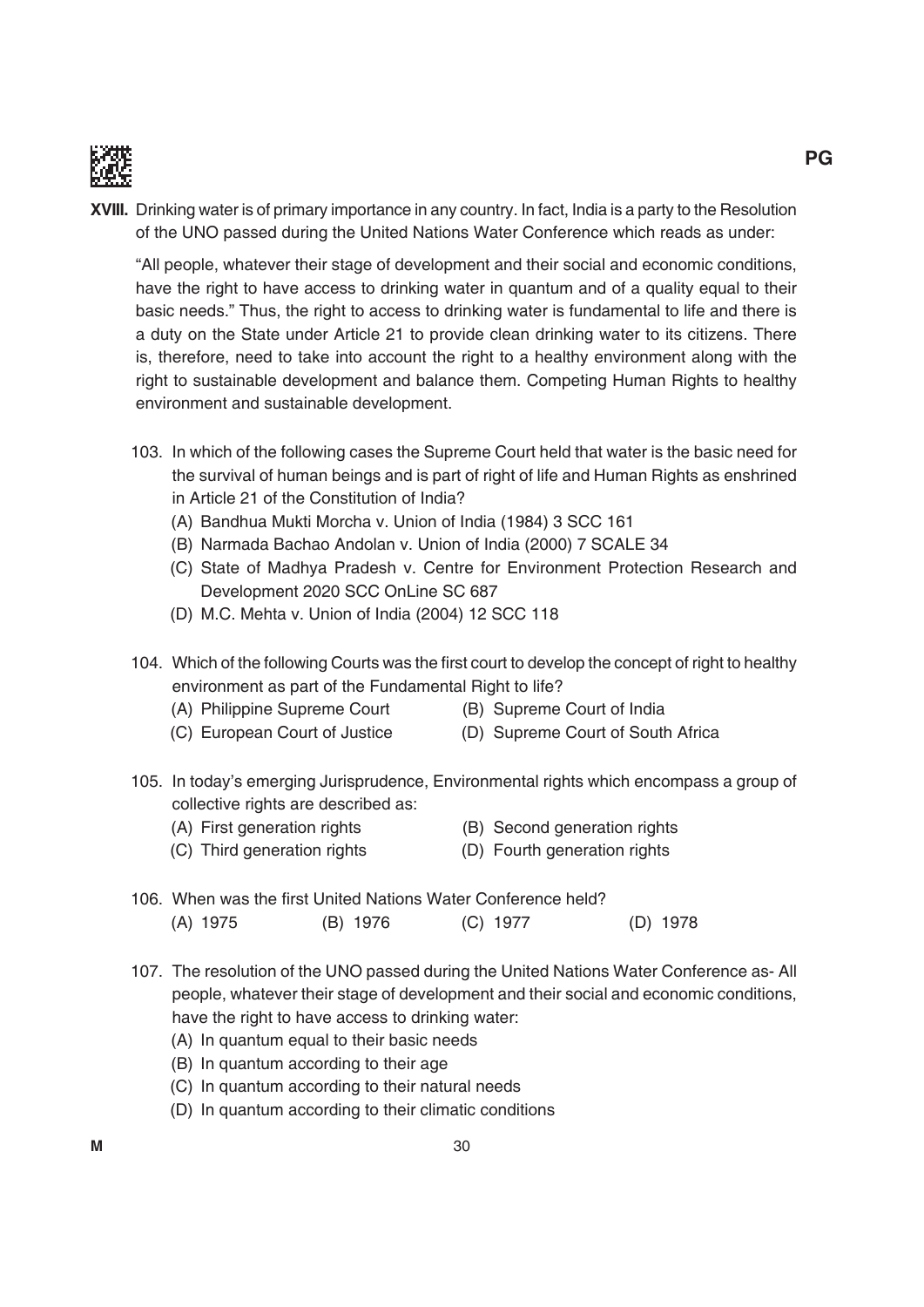**XVIII.** Drinking water is of primary importance in any country. In fact, India is a party to the Resolution of the UNO passed during the United Nations Water Conference which reads as under:

"All people, whatever their stage of development and their social and economic conditions, have the right to have access to drinking water in quantum and of a quality equal to their basic needs." Thus, the right to access to drinking water is fundamental to life and there is a duty on the State under Article 21 to provide clean drinking water to its citizens. There is, therefore, need to take into account the right to a healthy environment along with the right to sustainable development and balance them. Competing Human Rights to healthy environment and sustainable development.

103. In which of the following cases the Supreme Court held that water is the basic need for the survival of human beings and is part of right of life and Human Rights as enshrined in Article 21 of the Constitution of India?
   (A) Bandhua Mukti Morcha v. Union of India (1984) 3 SCC 161
   (B) Narmada Bachao Andolan v. Union of India (2000) 7 SCALE 34
   (C) State of Madhya Pradesh v. Centre for Environment Protection Research and Development 2020 SCC OnLine SC 687
   (D) M.C. Mehta v. Union of India (2004) 12 SCC 118

104. Which of the following Courts was the first court to develop the concept of right to healthy environment as part of the Fundamental Right to life?
   (A) Philippine Supreme Court
   (B) Supreme Court of India
   (C) European Court of Justice
   (D) Supreme Court of South Africa

105. In today's emerging Jurisprudence, Environmental rights which encompass a group of collective rights are described as:
   (A) First generation rights
   (B) Second generation rights
   (C) Third generation rights
   (D) Fourth generation rights

106. When was the first United Nations Water Conference held?
   (A) 1975
   (B) 1976
   (C) 1977
   (D) 1978

107. The resolution of the UNO passed during the United Nations Water Conference as- All people, whatever their stage of development and their social and economic conditions, have the right to have access to drinking water:
   (A) In quantum equal to their basic needs
   (B) In quantum according to their age
   (C) In quantum according to their natural needs
   (D) In quantum according to their climatic conditions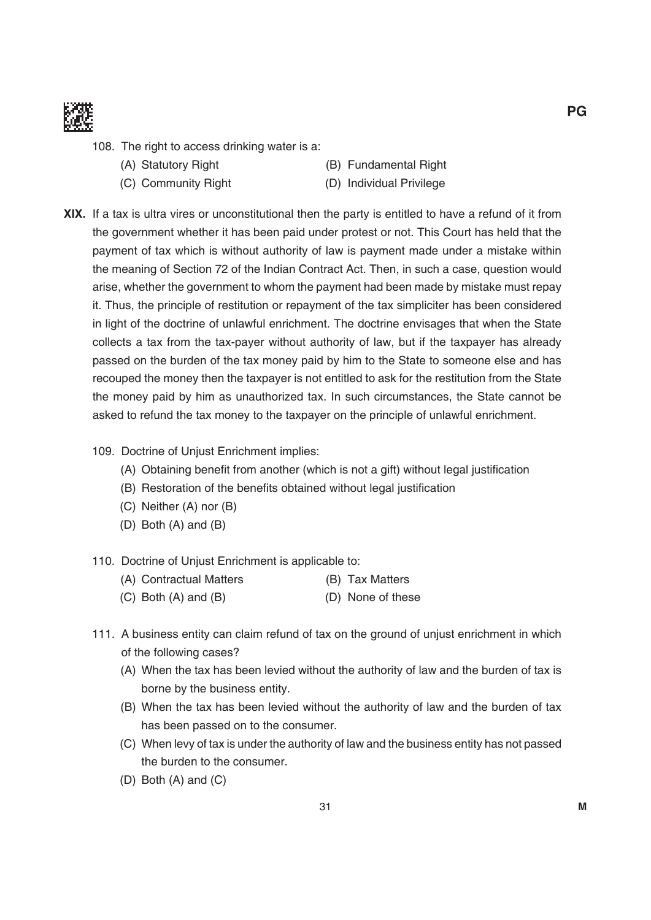108. The right to access drinking water is a:

(A) Statutory Right
(B) Fundamental Right
(C) Community Right
(D) Individual Privilege

**XIX.** If a tax is ultra vires or unconstitutional then the party is entitled to have a refund of it from the government whether it has been paid under protest or not. This Court has held that the payment of tax which is without authority of law is payment made under a mistake within the meaning of Section 72 of the Indian Contract Act. Then, in such a case, question would arise, whether the government to whom the payment had been made by mistake must repay it. Thus, the principle of restitution or repayment of the tax simpliciter has been considered in light of the doctrine of unlawful enrichment. The doctrine envisages that when the State collects a tax from the tax-payer without authority of law, but if the taxpayer has already passed on the burden of the tax money paid by him to the State to someone else and has recouped the money then the taxpayer is not entitled to ask for the restitution from the State the money paid by him as unauthorized tax. In such circumstances, the State cannot be asked to refund the tax money to the taxpayer on the principle of unlawful enrichment.

109. Doctrine of Unjust Enrichment implies:

(A) Obtaining benefit from another (which is not a gift) without legal justification
(B) Restoration of the benefits obtained without legal justification
(C) Neither (A) nor (B)
(D) Both (A) and (B)

110. Doctrine of Unjust Enrichment is applicable to:

(A) Contractual Matters
(B) Tax Matters
(C) Both (A) and (B)
(D) None of these

111. A business entity can claim refund of tax on the ground of unjust enrichment in which of the following cases?

(A) When the tax has been levied without the authority of law and the burden of tax is borne by the business entity.
(B) When the tax has been levied without the authority of law and the burden of tax has been passed on to the consumer.
(C) When levy of tax is under the authority of law and the business entity has not passed the burden to the consumer.
(D) Both (A) and (C)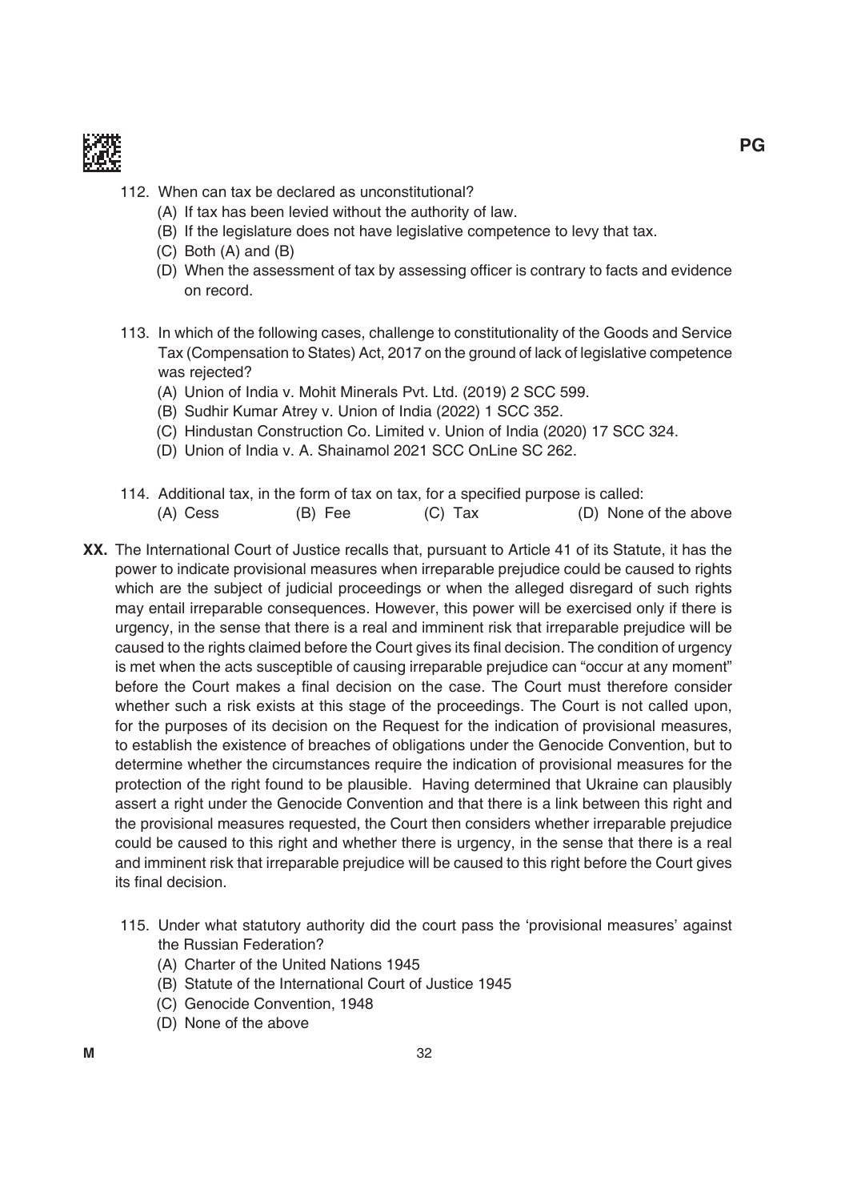112. When can tax be declared as unconstitutional?
   (A) If tax has been levied without the authority of law.
   (B) If the legislature does not have legislative competence to levy that tax.
   (C) Both (A) and (B)
   (D) When the assessment of tax by assessing officer is contrary to facts and evidence on record.

113. In which of the following cases, challenge to constitutionality of the Goods and Service Tax (Compensation to States) Act, 2017 on the ground of lack of legislative competence was rejected?
   (A) Union of India v. Mohit Minerals Pvt. Ltd. (2019) 2 SCC 599.
   (B) Sudhir Kumar Atrey v. Union of India (2022) 1 SCC 352.
   (C) Hindustan Construction Co. Limited v. Union of India (2020) 17 SCC 324.
   (D) Union of India v. A. Shainamol 2021 SCC OnLine SC 262.

114. Additional tax, in the form of tax on tax, for a specified purpose is called:
   (A) Cess (B) Fee (C) Tax (D) None of the above

**XX.** The International Court of Justice recalls that, pursuant to Article 41 of its Statute, it has the power to indicate provisional measures when irreparable prejudice could be caused to rights which are the subject of judicial proceedings or when the alleged disregard of such rights may entail irreparable consequences. However, this power will be exercised only if there is urgency, in the sense that there is a real and imminent risk that irreparable prejudice will be caused to the rights claimed before the Court gives its final decision. The condition of urgency is met when the acts susceptible of causing irreparable prejudice can "occur at any moment" before the Court makes a final decision on the case. The Court must therefore consider whether such a risk exists at this stage of the proceedings. The Court is not called upon, for the purposes of its decision on the Request for the indication of provisional measures, to establish the existence of breaches of obligations under the Genocide Convention, but to determine whether the circumstances require the indication of provisional measures for the protection of the right found to be plausible. Having determined that Ukraine can plausibly assert a right under the Genocide Convention and that there is a link between this right and the provisional measures requested, the Court then considers whether irreparable prejudice could be caused to this right and whether there is urgency, in the sense that there is a real and imminent risk that irreparable prejudice will be caused to this right before the Court gives its final decision.

115. Under what statutory authority did the court pass the 'provisional measures' against the Russian Federation?
   (A) Charter of the United Nations 1945
   (B) Statute of the International Court of Justice 1945
   (C) Genocide Convention, 1948
   (D) None of the above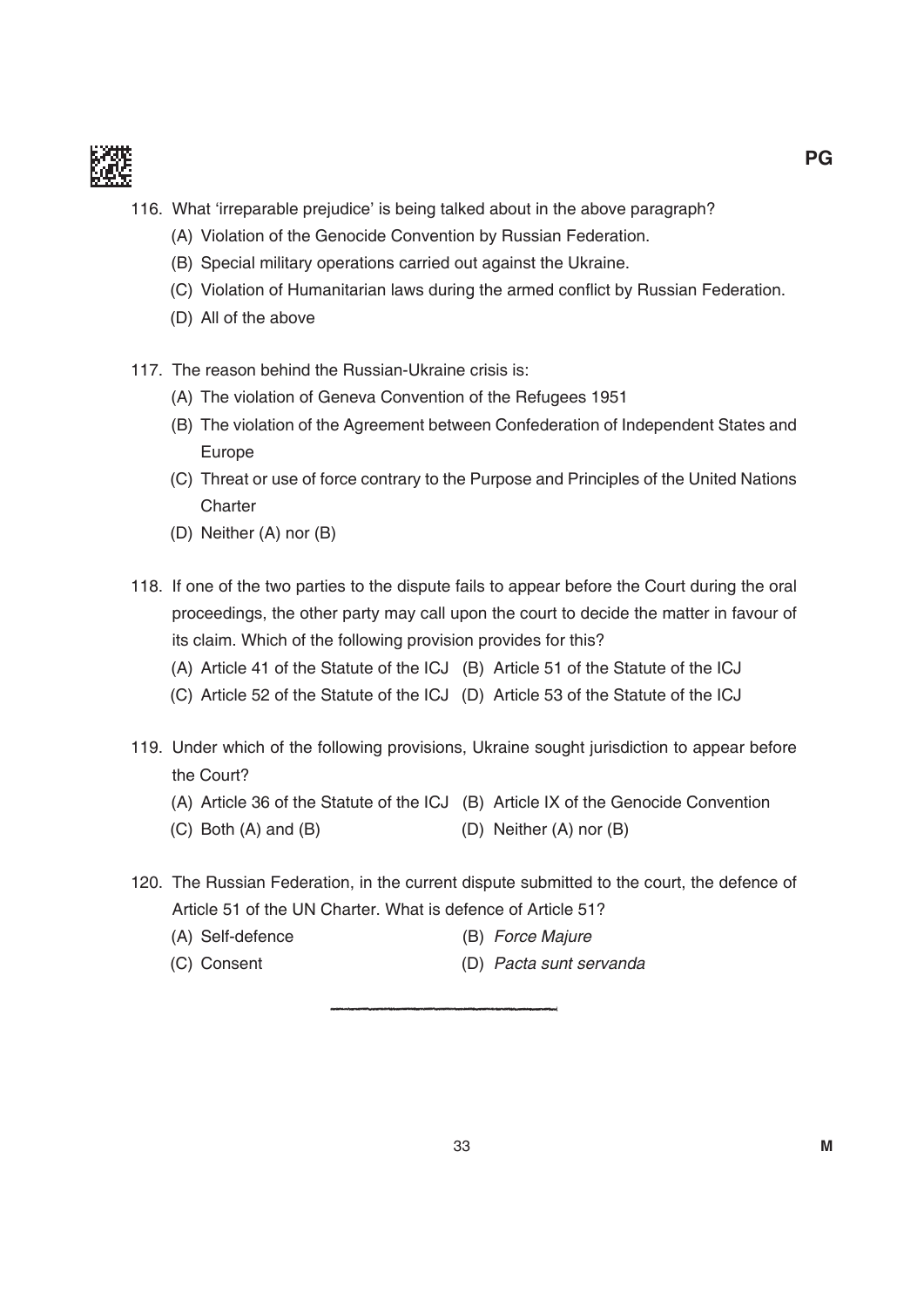116. What 'irreparable prejudice' is being talked about in the above paragraph?

   (A) Violation of the Genocide Convention by Russian Federation.

   (B) Special military operations carried out against the Ukraine.

   (C) Violation of Humanitarian laws during the armed conflict by Russian Federation.

   (D) All of the above

117. The reason behind the Russian-Ukraine crisis is:

   (A) The violation of Geneva Convention of the Refugees 1951

   (B) The violation of the Agreement between Confederation of Independent States and Europe

   (C) Threat or use of force contrary to the Purpose and Principles of the United Nations Charter

   (D) Neither (A) nor (B)

118. If one of the two parties to the dispute fails to appear before the Court during the oral proceedings, the other party may call upon the court to decide the matter in favour of its claim. Which of the following provision provides for this?

   (A) Article 41 of the Statute of the ICJ
   (B) Article 51 of the Statute of the ICJ
   (C) Article 52 of the Statute of the ICJ
   (D) Article 53 of the Statute of the ICJ

119. Under which of the following provisions, Ukraine sought jurisdiction to appear before the Court?

   (A) Article 36 of the Statute of the ICJ
   (B) Article IX of the Genocide Convention
   (C) Both (A) and (B)
   (D) Neither (A) nor (B)

120. The Russian Federation, in the current dispute submitted to the court, the defence of Article 51 of the UN Charter. What is defence of Article 51?

   (A) Self-defence
   (B) *Force Majure*
   (C) Consent
   (D) *Pacta sunt servanda*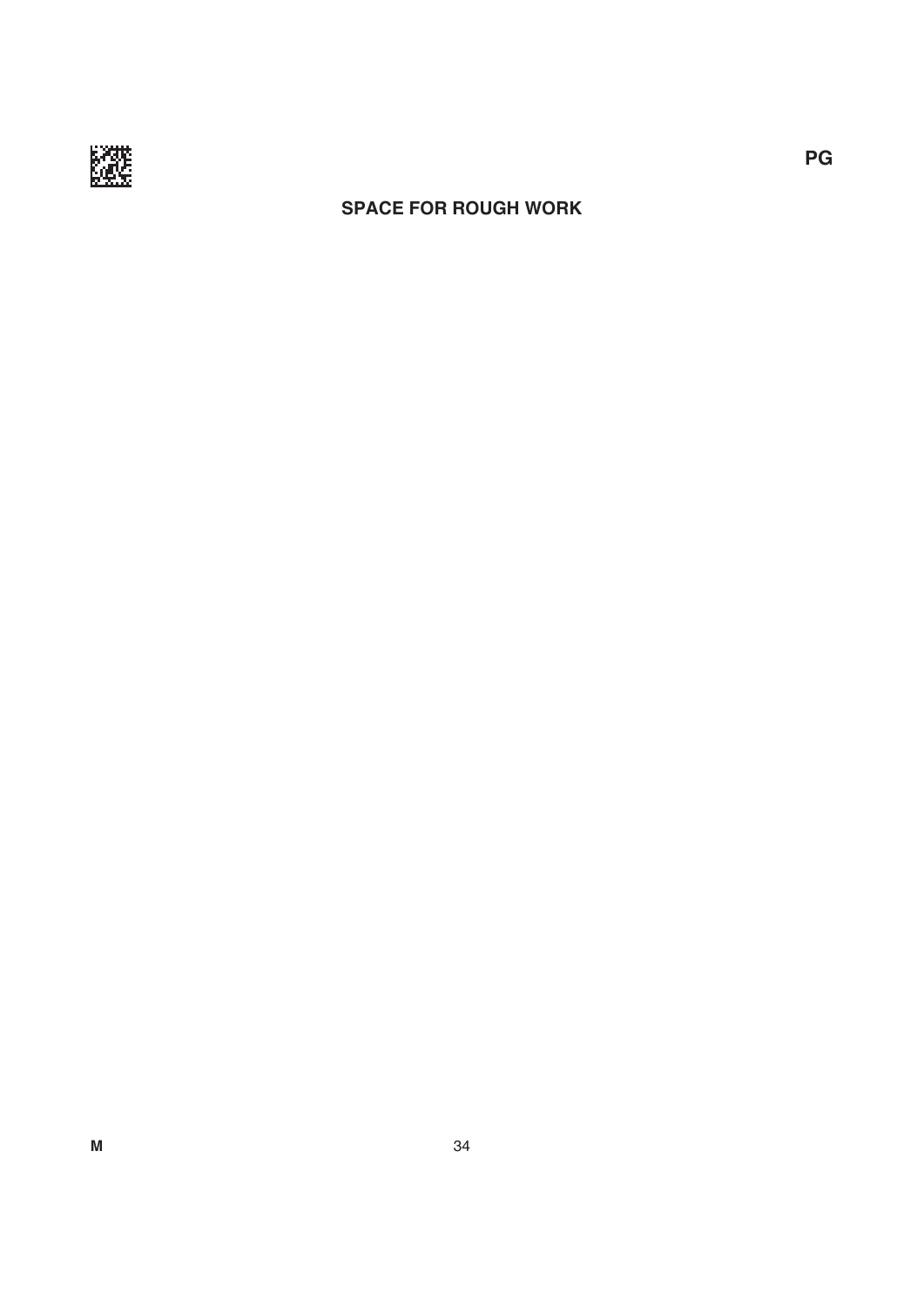## SPACE FOR ROUGH WORK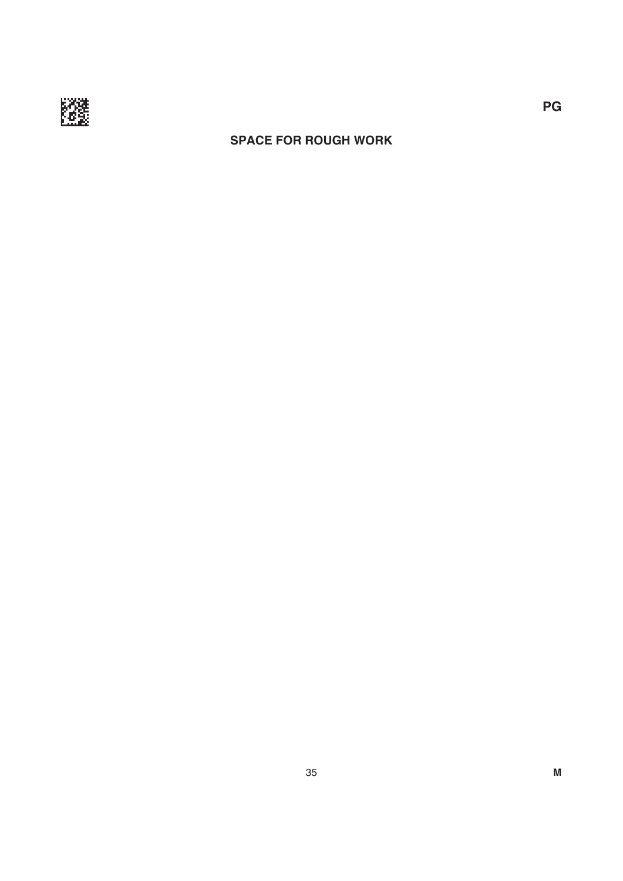**SPACE FOR ROUGH WORK**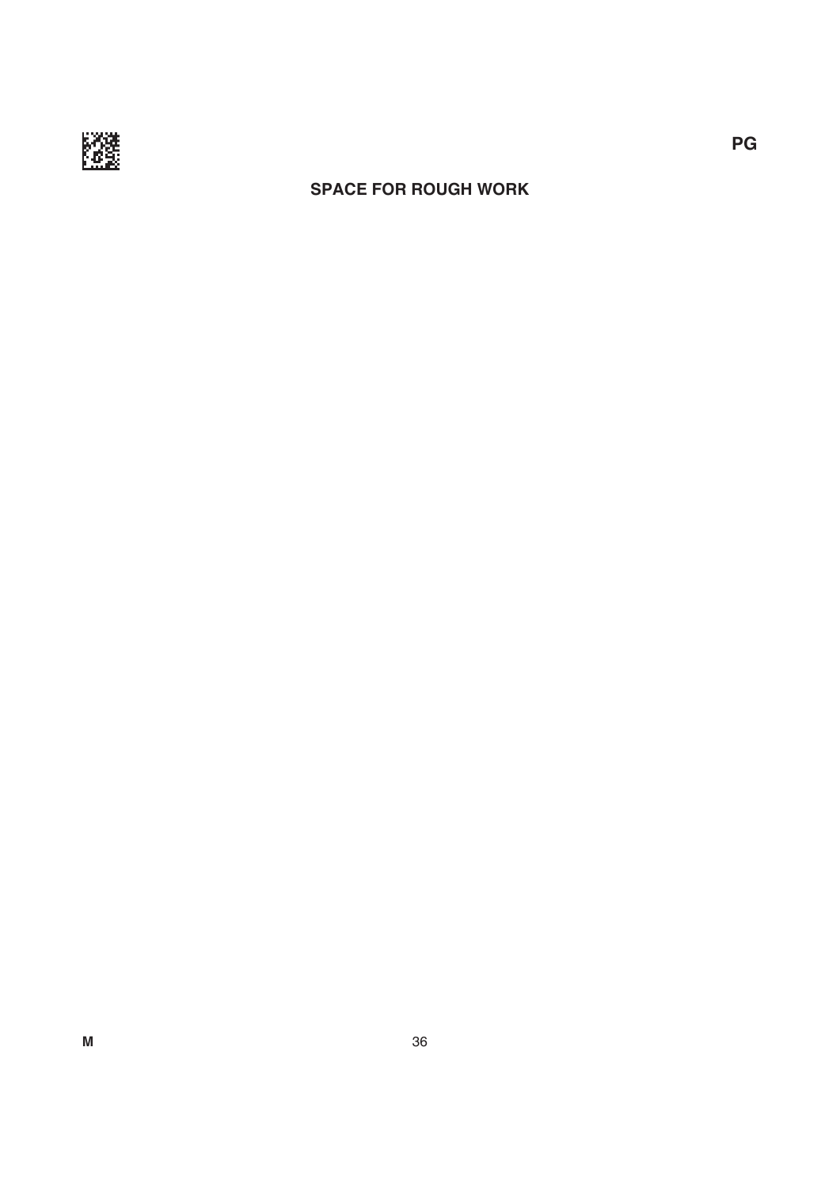## SPACE FOR ROUGH WORK